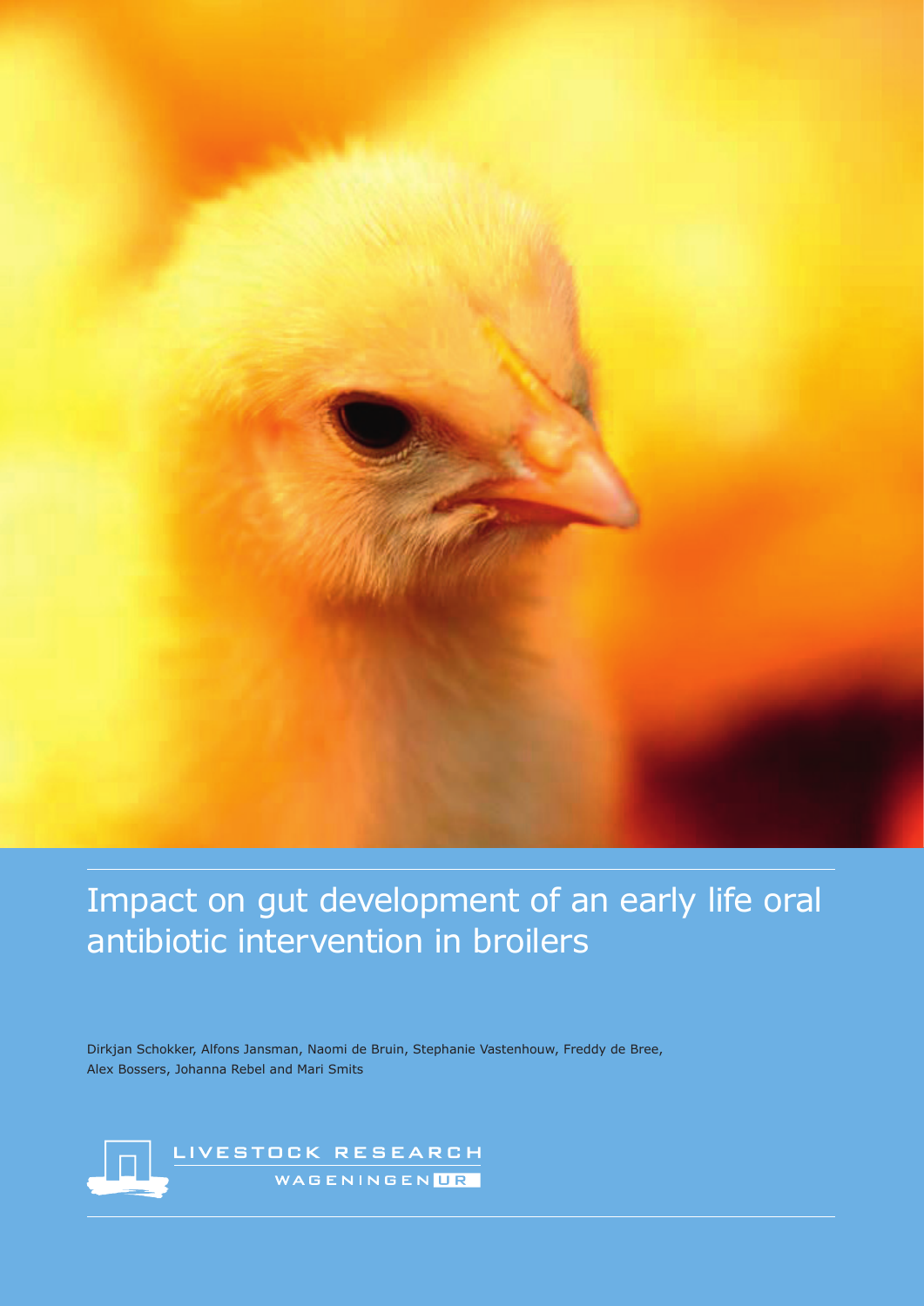# Impact on gut development of an early life oral antibiotic intervention in broilers

Dirkjan Schokker, Alfons Jansman, Naomi de Bruin, Stephanie Vastenhouw, Freddy de Bree, Alex Bossers, Johanna Rebel and Mari Smits

LIVESTOCK RESEARCH

WAGENINGEN UR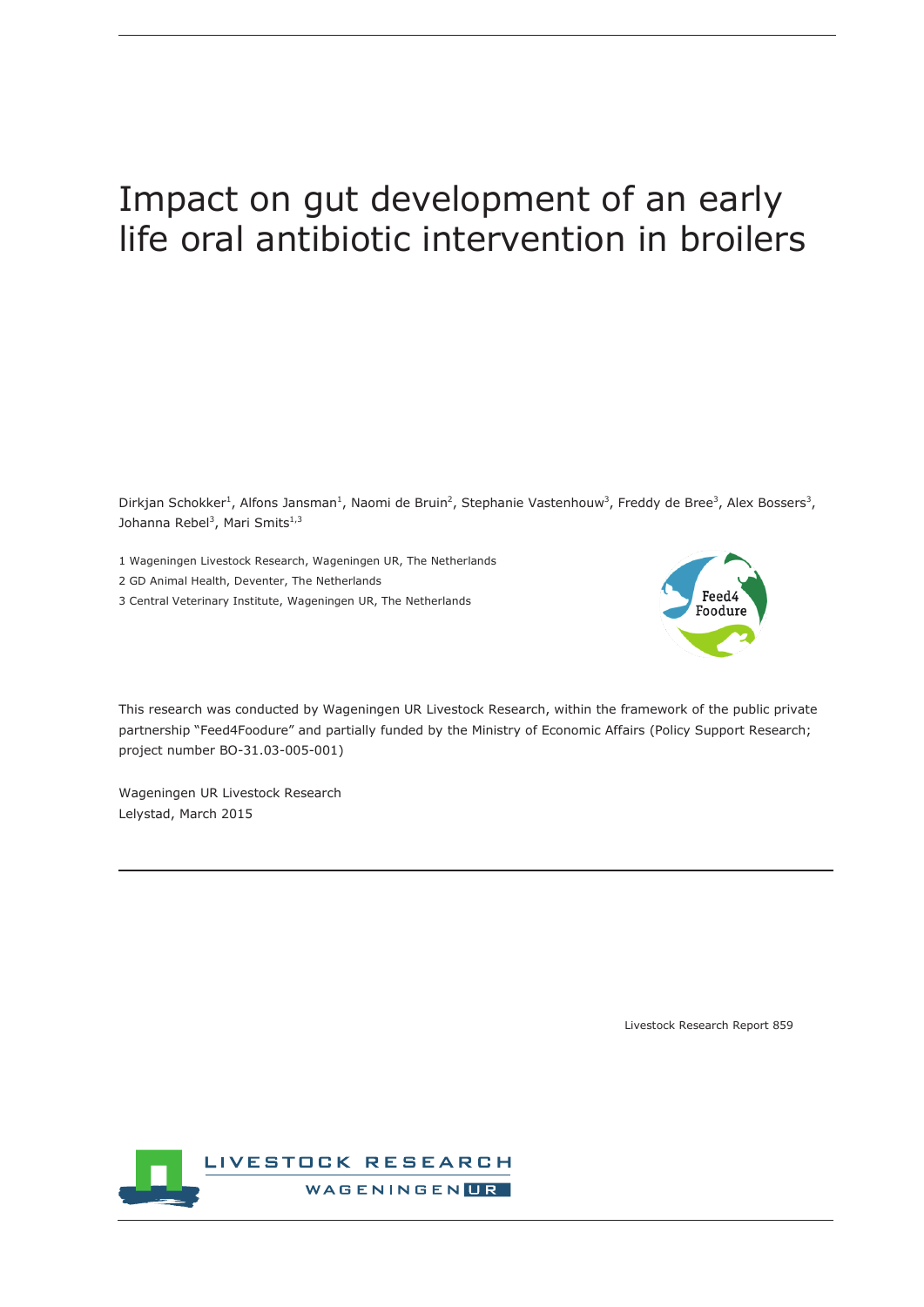# Impact on gut development of an early life oral antibiotic intervention in broilers

Dirkjan Schokker[1], Alfons Jansman[1], Naomi de Bruin[2], Stephanie Vastenhouw[3], Freddy de Bree[3], Alex Bossers[3], Johanna Rebel[3], Mari Smits[1,3]

1 Wageningen Livestock Research, Wageningen UR, The Netherlands
2 GD Animal Health, Deventer, The Netherlands
3 Central Veterinary Institute, Wageningen UR, The Netherlands

This research was conducted by Wageningen UR Livestock Research, within the framework of the public private partnership "Feed4Foodure" and partially funded by the Ministry of Economic Affairs (Policy Support Research; project number BO-31.03-005-001)

Wageningen UR Livestock Research
Lelystad, March 2015

Livestock Research Report 859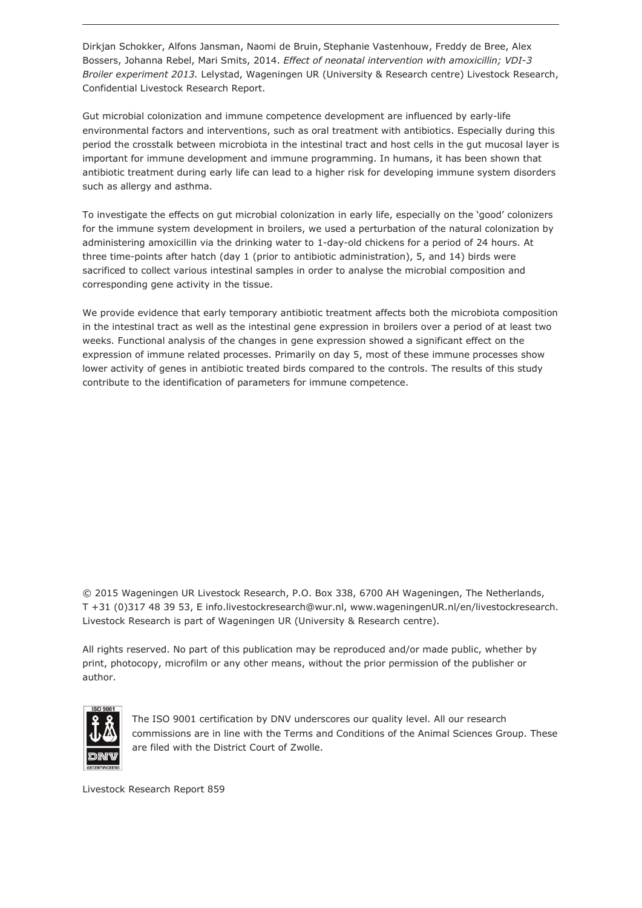Dirkjan Schokker, Alfons Jansman, Naomi de Bruin, Stephanie Vastenhouw, Freddy de Bree, Alex Bossers, Johanna Rebel, Mari Smits, 2014. *Effect of neonatal intervention with amoxicillin; VDI-3 Broiler experiment 2013.* Lelystad, Wageningen UR (University & Research centre) Livestock Research, Confidential Livestock Research Report.

Gut microbial colonization and immune competence development are influenced by early-life environmental factors and interventions, such as oral treatment with antibiotics. Especially during this period the crosstalk between microbiota in the intestinal tract and host cells in the gut mucosal layer is important for immune development and immune programming. In humans, it has been shown that antibiotic treatment during early life can lead to a higher risk for developing immune system disorders such as allergy and asthma.

To investigate the effects on gut microbial colonization in early life, especially on the 'good' colonizers for the immune system development in broilers, we used a perturbation of the natural colonization by administering amoxicillin via the drinking water to 1-day-old chickens for a period of 24 hours. At three time-points after hatch (day 1 (prior to antibiotic administration), 5, and 14) birds were sacrificed to collect various intestinal samples in order to analyse the microbial composition and corresponding gene activity in the tissue.

We provide evidence that early temporary antibiotic treatment affects both the microbiota composition in the intestinal tract as well as the intestinal gene expression in broilers over a period of at least two weeks. Functional analysis of the changes in gene expression showed a significant effect on the expression of immune related processes. Primarily on day 5, most of these immune processes show lower activity of genes in antibiotic treated birds compared to the controls. The results of this study contribute to the identification of parameters for immune competence.

© 2015 Wageningen UR Livestock Research, P.O. Box 338, 6700 AH Wageningen, The Netherlands, T +31 (0)317 48 39 53, E info.livestockresearch@wur.nl, www.wageningenUR.nl/en/livestockresearch. Livestock Research is part of Wageningen UR (University & Research centre).

All rights reserved. No part of this publication may be reproduced and/or made public, whether by print, photocopy, microfilm or any other means, without the prior permission of the publisher or author.

The ISO 9001 certification by DNV underscores our quality level. All our research commissions are in line with the Terms and Conditions of the Animal Sciences Group. These are filed with the District Court of Zwolle.

Livestock Research Report 859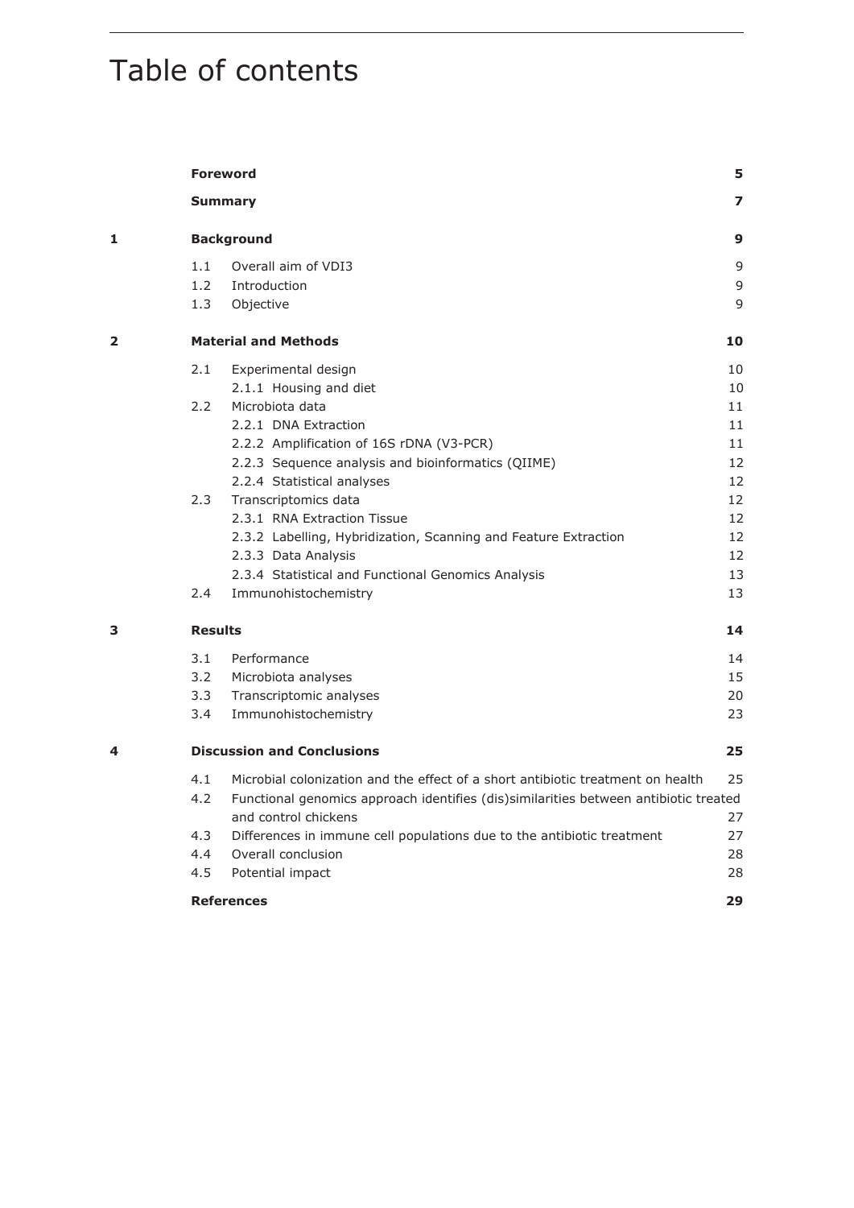# Table of contents

| | | | |
|---|---|---|---|
| | **Foreword** | | **5** |
| | **Summary** | | **7** |
| **1** | **Background** | | **9** |
| | 1.1 | Overall aim of VDI3 | 9 |
| | 1.2 | Introduction | 9 |
| | 1.3 | Objective | 9 |
| **2** | **Material and Methods** | | **10** |
| | 2.1 | Experimental design | 10 |
| | | 2.1.1 Housing and diet | 10 |
| | 2.2 | Microbiota data | 11 |
| | | 2.2.1 DNA Extraction | 11 |
| | | 2.2.2 Amplification of 16S rDNA (V3-PCR) | 11 |
| | | 2.2.3 Sequence analysis and bioinformatics (QIIME) | 12 |
| | | 2.2.4 Statistical analyses | 12 |
| | 2.3 | Transcriptomics data | 12 |
| | | 2.3.1 RNA Extraction Tissue | 12 |
| | | 2.3.2 Labelling, Hybridization, Scanning and Feature Extraction | 12 |
| | | 2.3.3 Data Analysis | 12 |
| | | 2.3.4 Statistical and Functional Genomics Analysis | 13 |
| | 2.4 | Immunohistochemistry | 13 |
| **3** | **Results** | | **14** |
| | 3.1 | Performance | 14 |
| | 3.2 | Microbiota analyses | 15 |
| | 3.3 | Transcriptomic analyses | 20 |
| | 3.4 | Immunohistochemistry | 23 |
| **4** | **Discussion and Conclusions** | | **25** |
| | 4.1 | Microbial colonization and the effect of a short antibiotic treatment on health | 25 |
| | 4.2 | Functional genomics approach identifies (dis)similarities between antibiotic treated and control chickens | 27 |
| | 4.3 | Differences in immune cell populations due to the antibiotic treatment | 27 |
| | 4.4 | Overall conclusion | 28 |
| | 4.5 | Potential impact | 28 |
| | **References** | | **29** |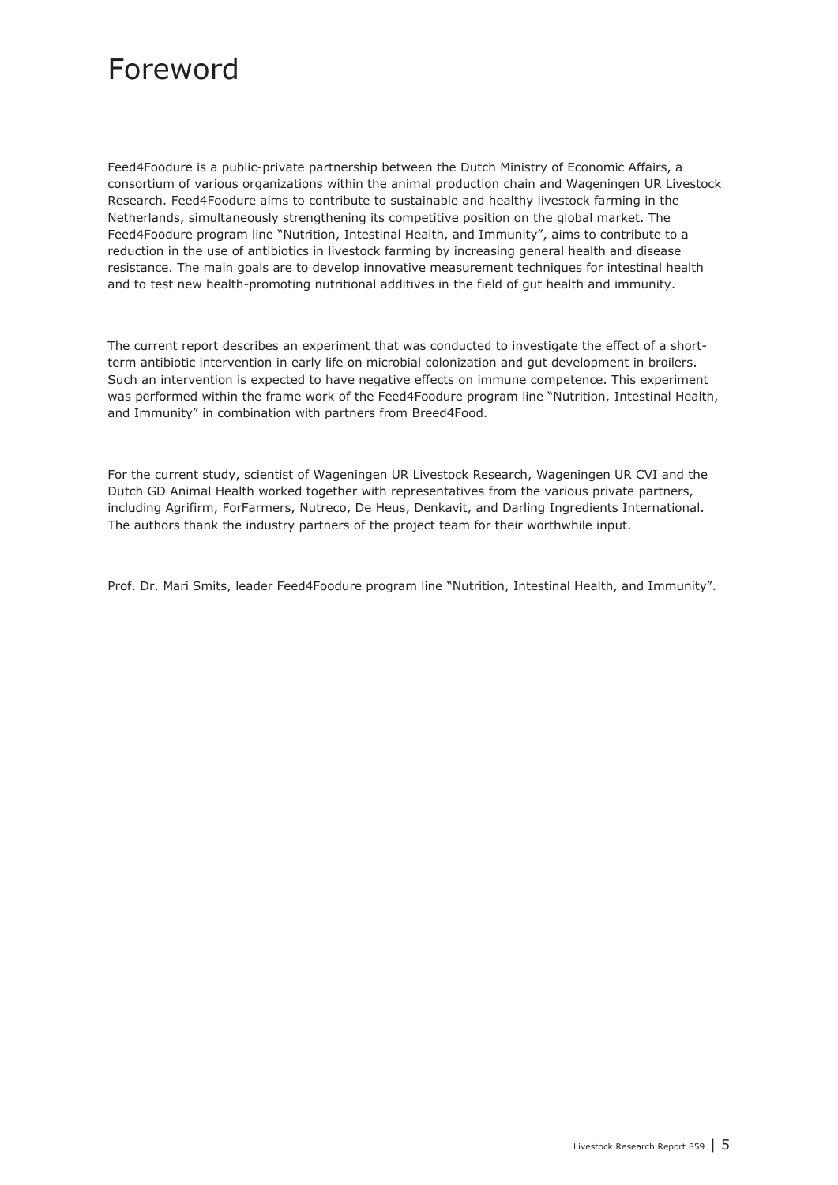# Foreword

Feed4Foodure is a public-private partnership between the Dutch Ministry of Economic Affairs, a consortium of various organizations within the animal production chain and Wageningen UR Livestock Research. Feed4Foodure aims to contribute to sustainable and healthy livestock farming in the Netherlands, simultaneously strengthening its competitive position on the global market. The Feed4Foodure program line "Nutrition, Intestinal Health, and Immunity", aims to contribute to a reduction in the use of antibiotics in livestock farming by increasing general health and disease resistance. The main goals are to develop innovative measurement techniques for intestinal health and to test new health-promoting nutritional additives in the field of gut health and immunity.

The current report describes an experiment that was conducted to investigate the effect of a short-term antibiotic intervention in early life on microbial colonization and gut development in broilers. Such an intervention is expected to have negative effects on immune competence. This experiment was performed within the frame work of the Feed4Foodure program line "Nutrition, Intestinal Health, and Immunity" in combination with partners from Breed4Food.

For the current study, scientist of Wageningen UR Livestock Research, Wageningen UR CVI and the Dutch GD Animal Health worked together with representatives from the various private partners, including Agrifirm, ForFarmers, Nutreco, De Heus, Denkavit, and Darling Ingredients International. The authors thank the industry partners of the project team for their worthwhile input.

Prof. Dr. Mari Smits, leader Feed4Foodure program line "Nutrition, Intestinal Health, and Immunity".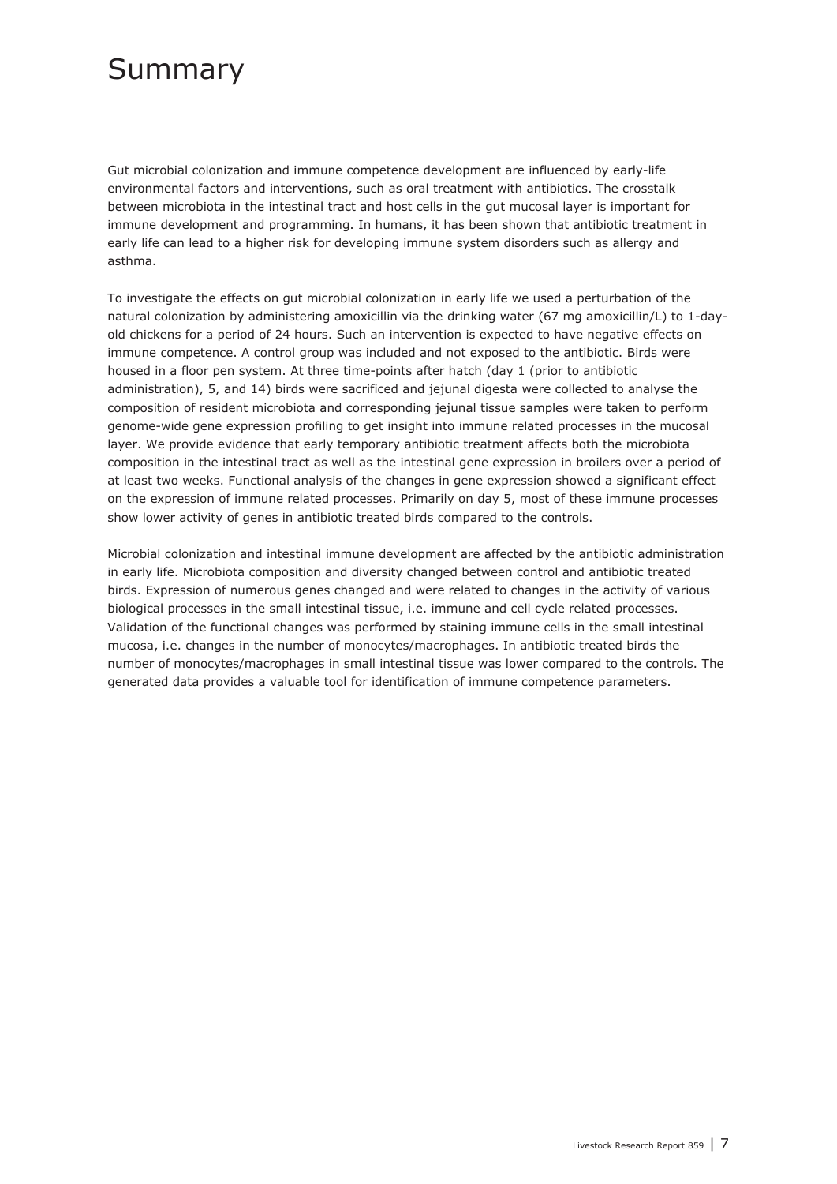# Summary

Gut microbial colonization and immune competence development are influenced by early-life environmental factors and interventions, such as oral treatment with antibiotics. The crosstalk between microbiota in the intestinal tract and host cells in the gut mucosal layer is important for immune development and programming. In humans, it has been shown that antibiotic treatment in early life can lead to a higher risk for developing immune system disorders such as allergy and asthma.

To investigate the effects on gut microbial colonization in early life we used a perturbation of the natural colonization by administering amoxicillin via the drinking water (67 mg amoxicillin/L) to 1-day-old chickens for a period of 24 hours. Such an intervention is expected to have negative effects on immune competence. A control group was included and not exposed to the antibiotic. Birds were housed in a floor pen system. At three time-points after hatch (day 1 (prior to antibiotic administration), 5, and 14) birds were sacrificed and jejunal digesta were collected to analyse the composition of resident microbiota and corresponding jejunal tissue samples were taken to perform genome-wide gene expression profiling to get insight into immune related processes in the mucosal layer. We provide evidence that early temporary antibiotic treatment affects both the microbiota composition in the intestinal tract as well as the intestinal gene expression in broilers over a period of at least two weeks. Functional analysis of the changes in gene expression showed a significant effect on the expression of immune related processes. Primarily on day 5, most of these immune processes show lower activity of genes in antibiotic treated birds compared to the controls.

Microbial colonization and intestinal immune development are affected by the antibiotic administration in early life. Microbiota composition and diversity changed between control and antibiotic treated birds. Expression of numerous genes changed and were related to changes in the activity of various biological processes in the small intestinal tissue, i.e. immune and cell cycle related processes. Validation of the functional changes was performed by staining immune cells in the small intestinal mucosa, i.e. changes in the number of monocytes/macrophages. In antibiotic treated birds the number of monocytes/macrophages in small intestinal tissue was lower compared to the controls. The generated data provides a valuable tool for identification of immune competence parameters.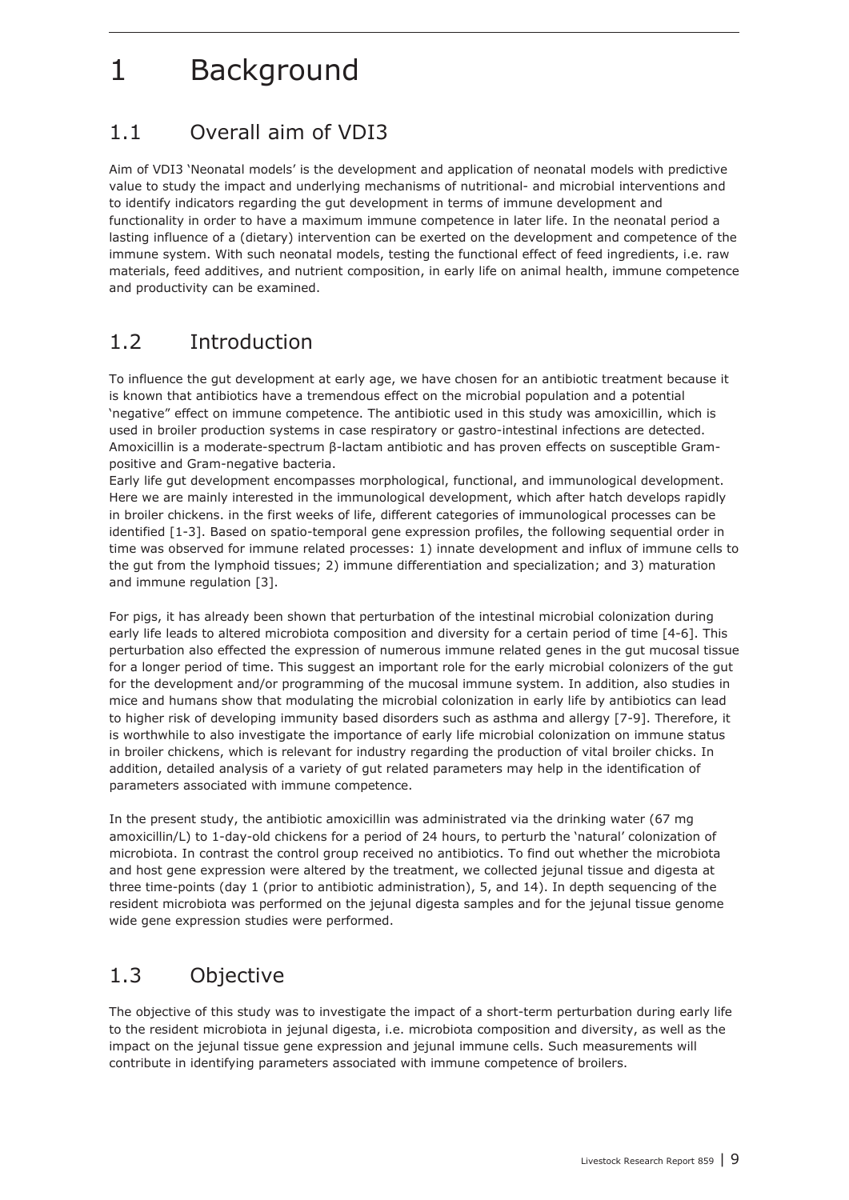# 1 Background

## 1.1 Overall aim of VDI3

Aim of VDI3 'Neonatal models' is the development and application of neonatal models with predictive value to study the impact and underlying mechanisms of nutritional- and microbial interventions and to identify indicators regarding the gut development in terms of immune development and functionality in order to have a maximum immune competence in later life. In the neonatal period a lasting influence of a (dietary) intervention can be exerted on the development and competence of the immune system. With such neonatal models, testing the functional effect of feed ingredients, i.e. raw materials, feed additives, and nutrient composition, in early life on animal health, immune competence and productivity can be examined.

## 1.2 Introduction

To influence the gut development at early age, we have chosen for an antibiotic treatment because it is known that antibiotics have a tremendous effect on the microbial population and a potential 'negative" effect on immune competence. The antibiotic used in this study was amoxicillin, which is used in broiler production systems in case respiratory or gastro-intestinal infections are detected. Amoxicillin is a moderate-spectrum β-lactam antibiotic and has proven effects on susceptible Gram-positive and Gram-negative bacteria.
Early life gut development encompasses morphological, functional, and immunological development. Here we are mainly interested in the immunological development, which after hatch develops rapidly in broiler chickens. in the first weeks of life, different categories of immunological processes can be identified [1-3]. Based on spatio-temporal gene expression profiles, the following sequential order in time was observed for immune related processes: 1) innate development and influx of immune cells to the gut from the lymphoid tissues; 2) immune differentiation and specialization; and 3) maturation and immune regulation [3].

For pigs, it has already been shown that perturbation of the intestinal microbial colonization during early life leads to altered microbiota composition and diversity for a certain period of time [4-6]. This perturbation also effected the expression of numerous immune related genes in the gut mucosal tissue for a longer period of time. This suggest an important role for the early microbial colonizers of the gut for the development and/or programming of the mucosal immune system. In addition, also studies in mice and humans show that modulating the microbial colonization in early life by antibiotics can lead to higher risk of developing immunity based disorders such as asthma and allergy [7-9]. Therefore, it is worthwhile to also investigate the importance of early life microbial colonization on immune status in broiler chickens, which is relevant for industry regarding the production of vital broiler chicks. In addition, detailed analysis of a variety of gut related parameters may help in the identification of parameters associated with immune competence.

In the present study, the antibiotic amoxicillin was administrated via the drinking water (67 mg amoxicillin/L) to 1-day-old chickens for a period of 24 hours, to perturb the 'natural' colonization of microbiota. In contrast the control group received no antibiotics. To find out whether the microbiota and host gene expression were altered by the treatment, we collected jejunal tissue and digesta at three time-points (day 1 (prior to antibiotic administration), 5, and 14). In depth sequencing of the resident microbiota was performed on the jejunal digesta samples and for the jejunal tissue genome wide gene expression studies were performed.

## 1.3 Objective

The objective of this study was to investigate the impact of a short-term perturbation during early life to the resident microbiota in jejunal digesta, i.e. microbiota composition and diversity, as well as the impact on the jejunal tissue gene expression and jejunal immune cells. Such measurements will contribute in identifying parameters associated with immune competence of broilers.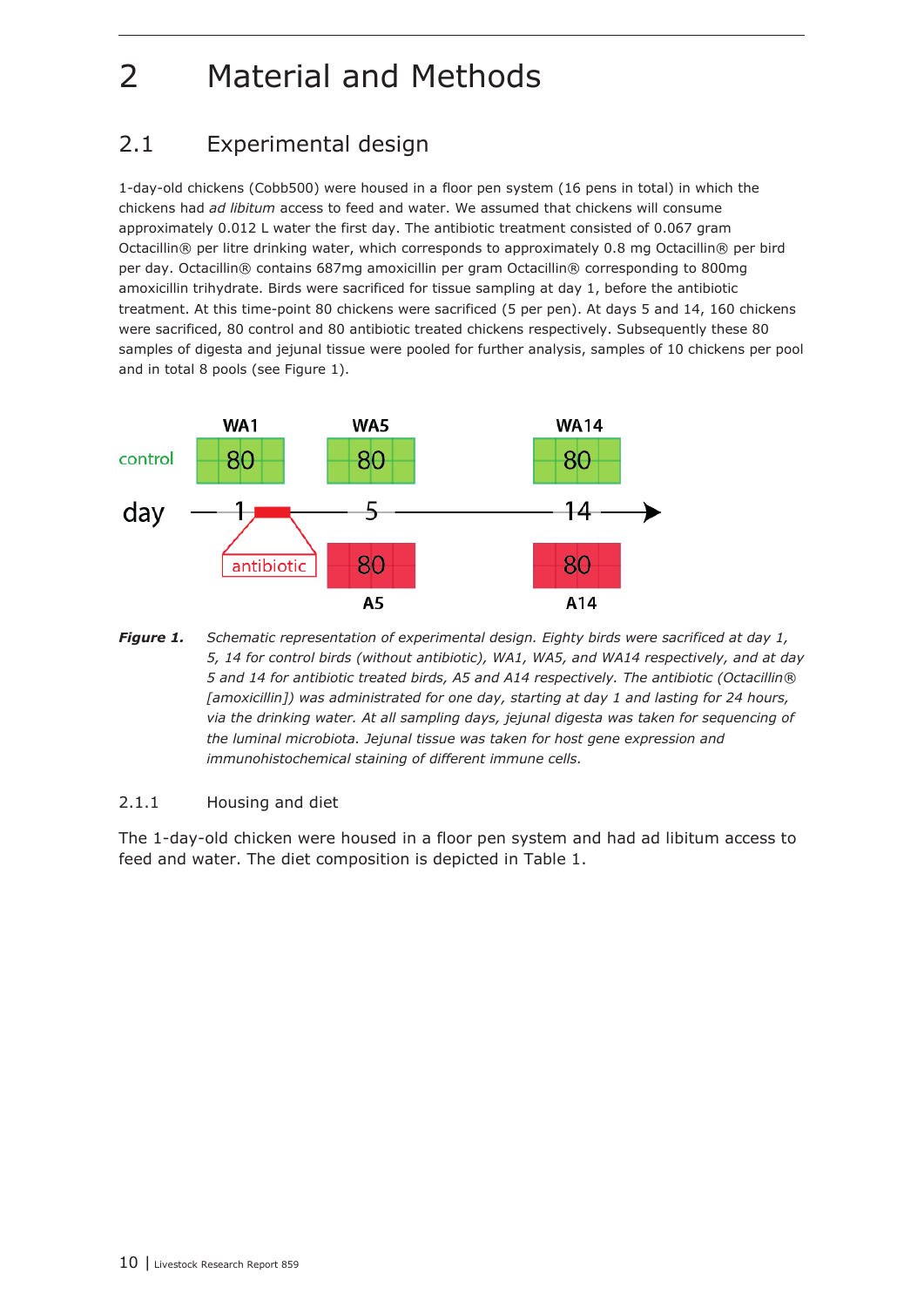# 2 Material and Methods

## 2.1 Experimental design

1-day-old chickens (Cobb500) were housed in a floor pen system (16 pens in total) in which the chickens had *ad libitum* access to feed and water. We assumed that chickens will consume approximately 0.012 L water the first day. The antibiotic treatment consisted of 0.067 gram Octacillin® per litre drinking water, which corresponds to approximately 0.8 mg Octacillin® per bird per day. Octacillin® contains 687mg amoxicillin per gram Octacillin® corresponding to 800mg amoxicillin trihydrate. Birds were sacrificed for tissue sampling at day 1, before the antibiotic treatment. At this time-point 80 chickens were sacrificed (5 per pen). At days 5 and 14, 160 chickens were sacrificed, 80 control and 80 antibiotic treated chickens respectively. Subsequently these 80 samples of digesta and jejunal tissue were pooled for further analysis, samples of 10 chickens per pool and in total 8 pools (see Figure 1).

***Figure 1.*** *Schematic representation of experimental design. Eighty birds were sacrificed at day 1, 5, 14 for control birds (without antibiotic), WA1, WA5, and WA14 respectively, and at day 5 and 14 for antibiotic treated birds, A5 and A14 respectively. The antibiotic (Octacillin® [amoxicillin]) was administrated for one day, starting at day 1 and lasting for 24 hours, via the drinking water. At all sampling days, jejunal digesta was taken for sequencing of the luminal microbiota. Jejunal tissue was taken for host gene expression and immunohistochemical staining of different immune cells.*

### 2.1.1 Housing and diet

The 1-day-old chicken were housed in a floor pen system and had ad libitum access to feed and water. The diet composition is depicted in Table 1.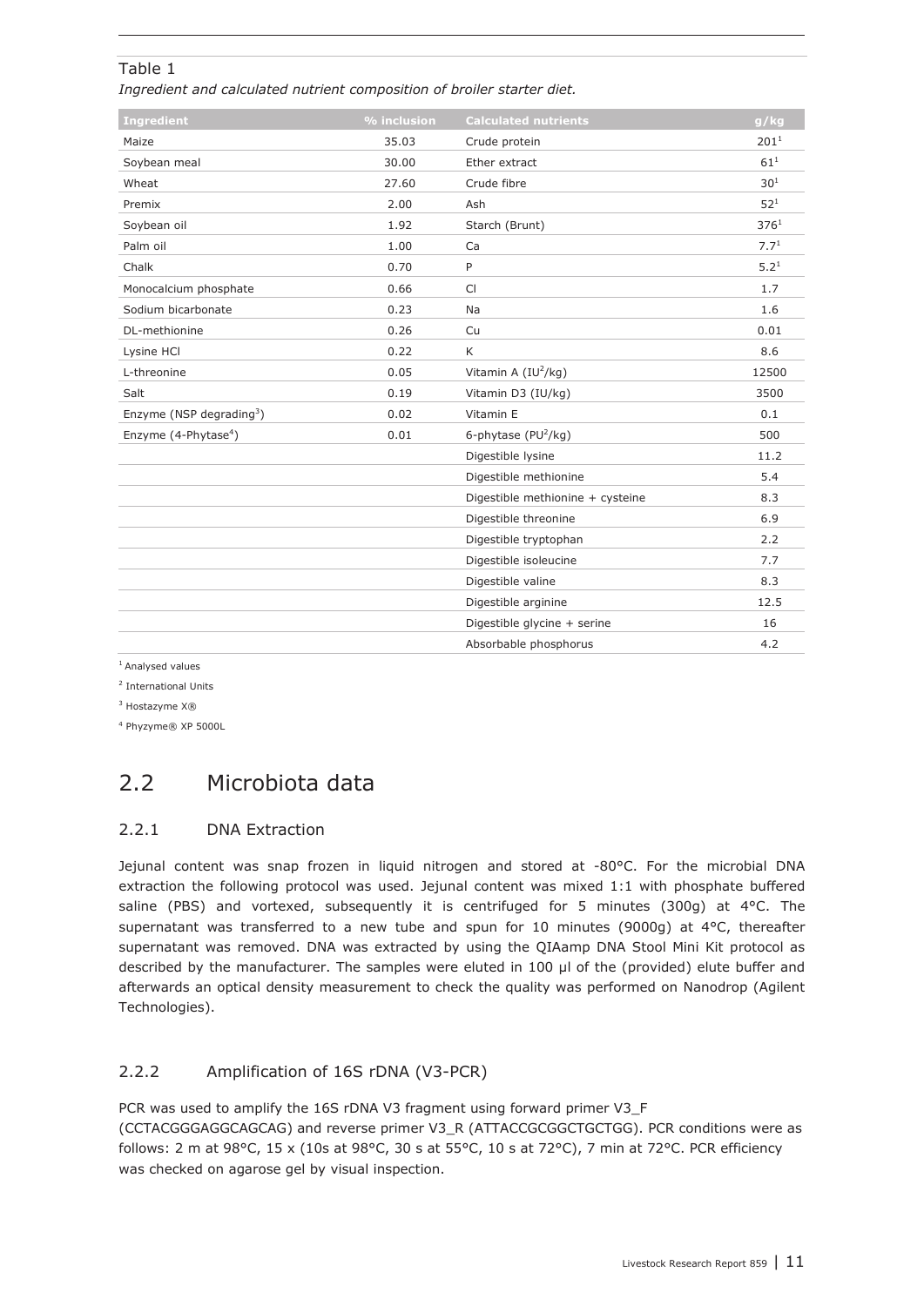Table 1

*Ingredient and calculated nutrient composition of broiler starter diet.*

| Ingredient | % inclusion | Calculated nutrients | g/kg |
|---|---|---|---|
| Maize | 35.03 | Crude protein | 201[1] |
| Soybean meal | 30.00 | Ether extract | 61[1] |
| Wheat | 27.60 | Crude fibre | 30[1] |
| Premix | 2.00 | Ash | 52[1] |
| Soybean oil | 1.92 | Starch (Brunt) | 376[1] |
| Palm oil | 1.00 | Ca | 7.7[1] |
| Chalk | 0.70 | P | 5.2[1] |
| Monocalcium phosphate | 0.66 | Cl | 1.7 |
| Sodium bicarbonate | 0.23 | Na | 1.6 |
| DL-methionine | 0.26 | Cu | 0.01 |
| Lysine HCl | 0.22 | K | 8.6 |
| L-threonine | 0.05 | Vitamin A (IU[2]/kg) | 12500 |
| Salt | 0.19 | Vitamin D3 (IU/kg) | 3500 |
| Enzyme (NSP degrading[3]) | 0.02 | Vitamin E | 0.1 |
| Enzyme (4-Phytase[4]) | 0.01 | 6-phytase (PU[2]/kg) | 500 |
| | | Digestible lysine | 11.2 |
| | | Digestible methionine | 5.4 |
| | | Digestible methionine + cysteine | 8.3 |
| | | Digestible threonine | 6.9 |
| | | Digestible tryptophan | 2.2 |
| | | Digestible isoleucine | 7.7 |
| | | Digestible valine | 8.3 |
| | | Digestible arginine | 12.5 |
| | | Digestible glycine + serine | 16 |
| | | Absorbable phosphorus | 4.2 |

[1] Analysed values

[2] International Units

[3] Hostazyme X®

[4] Phyzyme® XP 5000L

## 2.2 Microbiota data

### 2.2.1 DNA Extraction

Jejunal content was snap frozen in liquid nitrogen and stored at -80°C. For the microbial DNA extraction the following protocol was used. Jejunal content was mixed 1:1 with phosphate buffered saline (PBS) and vortexed, subsequently it is centrifuged for 5 minutes (300g) at 4°C. The supernatant was transferred to a new tube and spun for 10 minutes (9000g) at 4°C, thereafter supernatant was removed. DNA was extracted by using the QIAamp DNA Stool Mini Kit protocol as described by the manufacturer. The samples were eluted in 100 µl of the (provided) elute buffer and afterwards an optical density measurement to check the quality was performed on Nanodrop (Agilent Technologies).

### 2.2.2 Amplification of 16S rDNA (V3-PCR)

PCR was used to amplify the 16S rDNA V3 fragment using forward primer V3_F (CCTACGGGAGGCAGCAG) and reverse primer V3_R (ATTACCGCGGCTGCTGG). PCR conditions were as follows: 2 m at 98°C, 15 x (10s at 98°C, 30 s at 55°C, 10 s at 72°C), 7 min at 72°C. PCR efficiency was checked on agarose gel by visual inspection.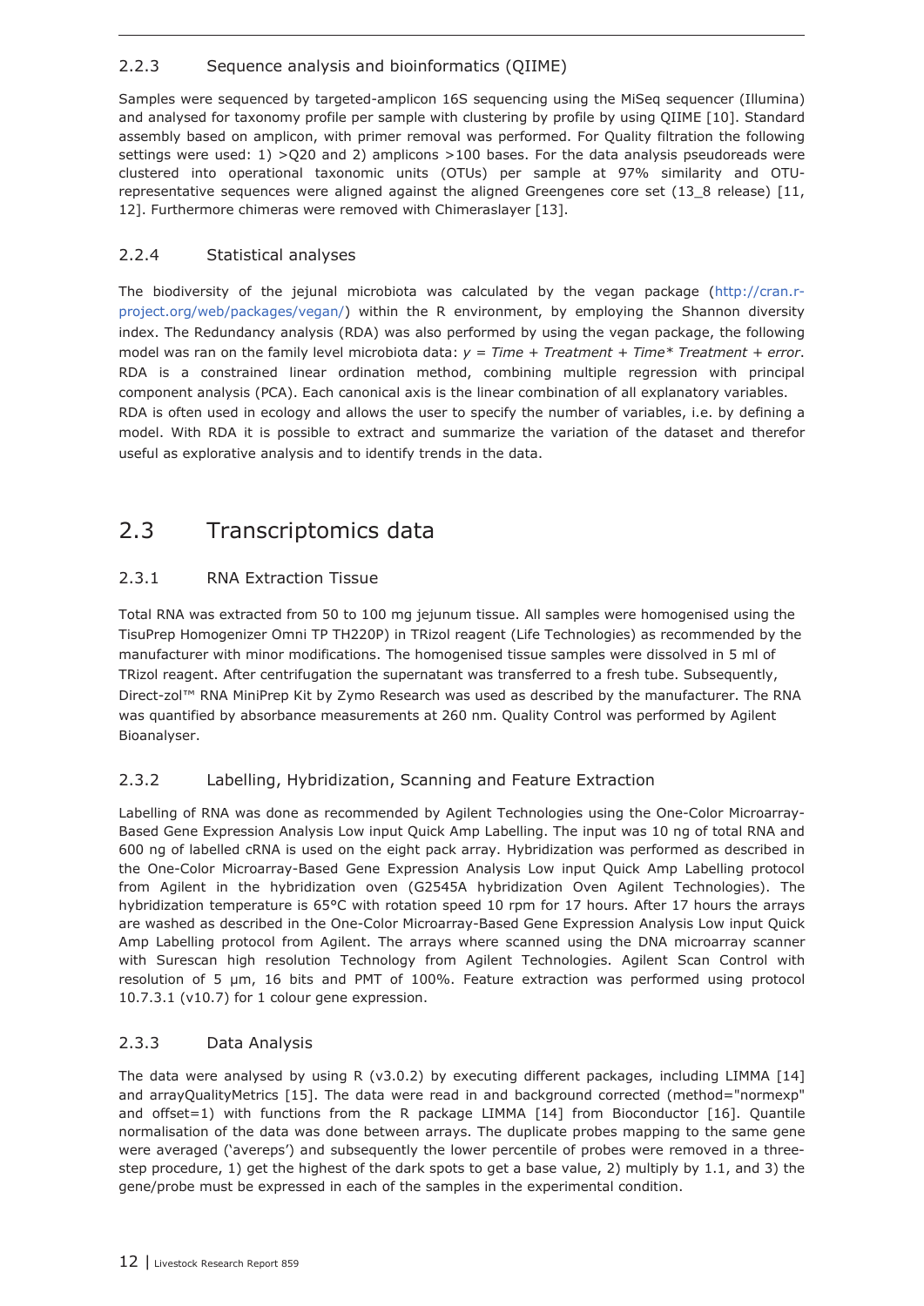### 2.2.3 Sequence analysis and bioinformatics (QIIME)

Samples were sequenced by targeted-amplicon 16S sequencing using the MiSeq sequencer (Illumina) and analysed for taxonomy profile per sample with clustering by profile by using QIIME [10]. Standard assembly based on amplicon, with primer removal was performed. For Quality filtration the following settings were used: 1) >Q20 and 2) amplicons >100 bases. For the data analysis pseudoreads were clustered into operational taxonomic units (OTUs) per sample at 97% similarity and OTU-representative sequences were aligned against the aligned Greengenes core set (13_8 release) [11, 12]. Furthermore chimeras were removed with Chimeraslayer [13].

### 2.2.4 Statistical analyses

The biodiversity of the jejunal microbiota was calculated by the vegan package (http://cran.r-project.org/web/packages/vegan/) within the R environment, by employing the Shannon diversity index. The Redundancy analysis (RDA) was also performed by using the vegan package, the following model was ran on the family level microbiota data: *y = Time + Treatment + Time\* Treatment + error*. RDA is a constrained linear ordination method, combining multiple regression with principal component analysis (PCA). Each canonical axis is the linear combination of all explanatory variables. RDA is often used in ecology and allows the user to specify the number of variables, i.e. by defining a model. With RDA it is possible to extract and summarize the variation of the dataset and therefor useful as explorative analysis and to identify trends in the data.

## 2.3 Transcriptomics data

### 2.3.1 RNA Extraction Tissue

Total RNA was extracted from 50 to 100 mg jejunum tissue. All samples were homogenised using the TisuPrep Homogenizer Omni TP TH220P) in TRizol reagent (Life Technologies) as recommended by the manufacturer with minor modifications. The homogenised tissue samples were dissolved in 5 ml of TRizol reagent. After centrifugation the supernatant was transferred to a fresh tube. Subsequently, Direct-zol™ RNA MiniPrep Kit by Zymo Research was used as described by the manufacturer. The RNA was quantified by absorbance measurements at 260 nm. Quality Control was performed by Agilent Bioanalyser.

### 2.3.2 Labelling, Hybridization, Scanning and Feature Extraction

Labelling of RNA was done as recommended by Agilent Technologies using the One-Color Microarray-Based Gene Expression Analysis Low input Quick Amp Labelling. The input was 10 ng of total RNA and 600 ng of labelled cRNA is used on the eight pack array. Hybridization was performed as described in the One-Color Microarray-Based Gene Expression Analysis Low input Quick Amp Labelling protocol from Agilent in the hybridization oven (G2545A hybridization Oven Agilent Technologies). The hybridization temperature is 65°C with rotation speed 10 rpm for 17 hours. After 17 hours the arrays are washed as described in the One-Color Microarray-Based Gene Expression Analysis Low input Quick Amp Labelling protocol from Agilent. The arrays where scanned using the DNA microarray scanner with Surescan high resolution Technology from Agilent Technologies. Agilent Scan Control with resolution of 5 µm, 16 bits and PMT of 100%. Feature extraction was performed using protocol 10.7.3.1 (v10.7) for 1 colour gene expression.

### 2.3.3 Data Analysis

The data were analysed by using R (v3.0.2) by executing different packages, including LIMMA [14] and arrayQualityMetrics [15]. The data were read in and background corrected (method="normexp" and offset=1) with functions from the R package LIMMA [14] from Bioconductor [16]. Quantile normalisation of the data was done between arrays. The duplicate probes mapping to the same gene were averaged ('avereps') and subsequently the lower percentile of probes were removed in a three-step procedure, 1) get the highest of the dark spots to get a base value, 2) multiply by 1.1, and 3) the gene/probe must be expressed in each of the samples in the experimental condition.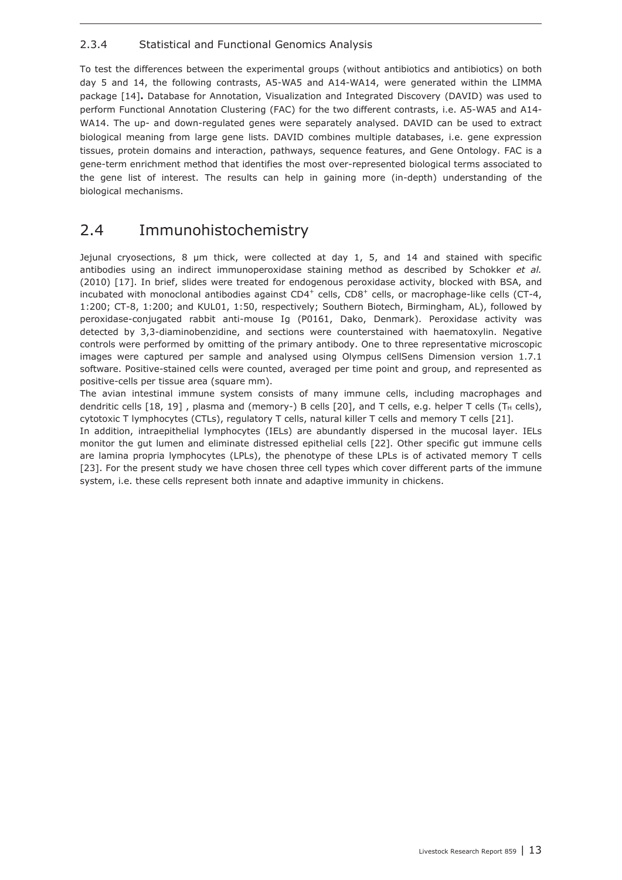### 2.3.4 Statistical and Functional Genomics Analysis

To test the differences between the experimental groups (without antibiotics and antibiotics) on both day 5 and 14, the following contrasts, A5-WA5 and A14-WA14, were generated within the LIMMA package [14]**.** Database for Annotation, Visualization and Integrated Discovery (DAVID) was used to perform Functional Annotation Clustering (FAC) for the two different contrasts, i.e. A5-WA5 and A14-WA14. The up- and down-regulated genes were separately analysed. DAVID can be used to extract biological meaning from large gene lists. DAVID combines multiple databases, i.e. gene expression tissues, protein domains and interaction, pathways, sequence features, and Gene Ontology. FAC is a gene-term enrichment method that identifies the most over-represented biological terms associated to the gene list of interest. The results can help in gaining more (in-depth) understanding of the biological mechanisms.

## 2.4 Immunohistochemistry

Jejunal cryosections, 8 µm thick, were collected at day 1, 5, and 14 and stained with specific antibodies using an indirect immunoperoxidase staining method as described by Schokker *et al.* (2010) [17]. In brief, slides were treated for endogenous peroxidase activity, blocked with BSA, and incubated with monoclonal antibodies against $CD4^+$ cells, $CD8^+$ cells, or macrophage-like cells (CT-4, 1:200; CT-8, 1:200; and KUL01, 1:50, respectively; Southern Biotech, Birmingham, AL), followed by peroxidase-conjugated rabbit anti-mouse Ig (P0161, Dako, Denmark). Peroxidase activity was detected by 3,3-diaminobenzidine, and sections were counterstained with haematoxylin. Negative controls were performed by omitting of the primary antibody. One to three representative microscopic images were captured per sample and analysed using Olympus cellSens Dimension version 1.7.1 software. Positive-stained cells were counted, averaged per time point and group, and represented as positive-cells per tissue area (square mm).

The avian intestinal immune system consists of many immune cells, including macrophages and dendritic cells [18, 19] , plasma and (memory-) B cells [20], and T cells, e.g. helper T cells ($T_H$ cells), cytotoxic T lymphocytes (CTLs), regulatory T cells, natural killer T cells and memory T cells [21].

In addition, intraepithelial lymphocytes (IELs) are abundantly dispersed in the mucosal layer. IELs monitor the gut lumen and eliminate distressed epithelial cells [22]. Other specific gut immune cells are lamina propria lymphocytes (LPLs), the phenotype of these LPLs is of activated memory T cells [23]. For the present study we have chosen three cell types which cover different parts of the immune system, i.e. these cells represent both innate and adaptive immunity in chickens.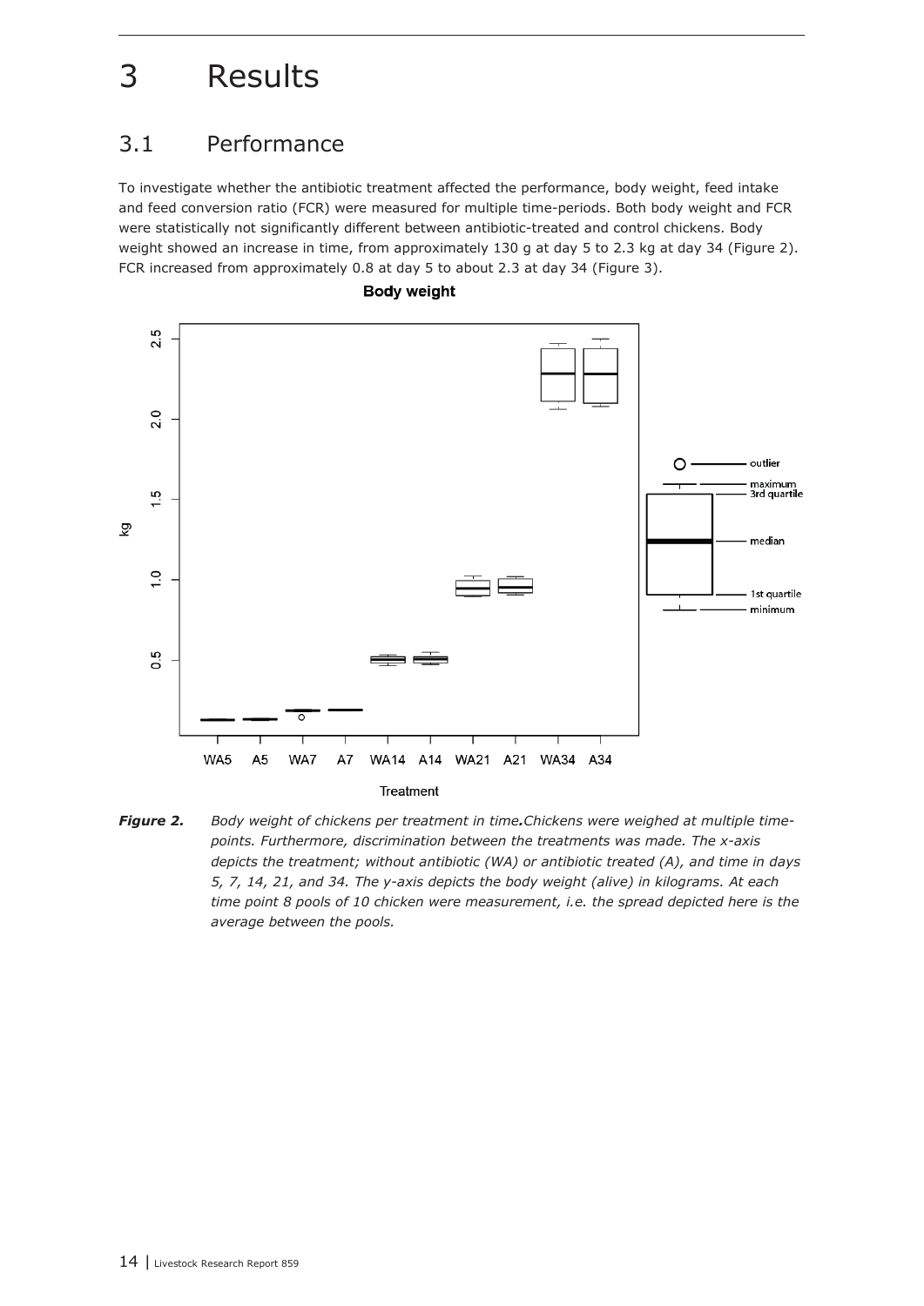# 3 Results

## 3.1 Performance

To investigate whether the antibiotic treatment affected the performance, body weight, feed intake and feed conversion ratio (FCR) were measured for multiple time-periods. Both body weight and FCR were statistically not significantly different between antibiotic-treated and control chickens. Body weight showed an increase in time, from approximately 130 g at day 5 to 2.3 kg at day 34 (Figure 2). FCR increased from approximately 0.8 at day 5 to about 2.3 at day 34 (Figure 3).

***Figure 2.*** *Body weight of chickens per treatment in time.Chickens were weighed at multiple time-points. Furthermore, discrimination between the treatments was made. The x-axis depicts the treatment; without antibiotic (WA) or antibiotic treated (A), and time in days 5, 7, 14, 21, and 34. The y-axis depicts the body weight (alive) in kilograms. At each time point 8 pools of 10 chicken were measurement, i.e. the spread depicted here is the average between the pools.*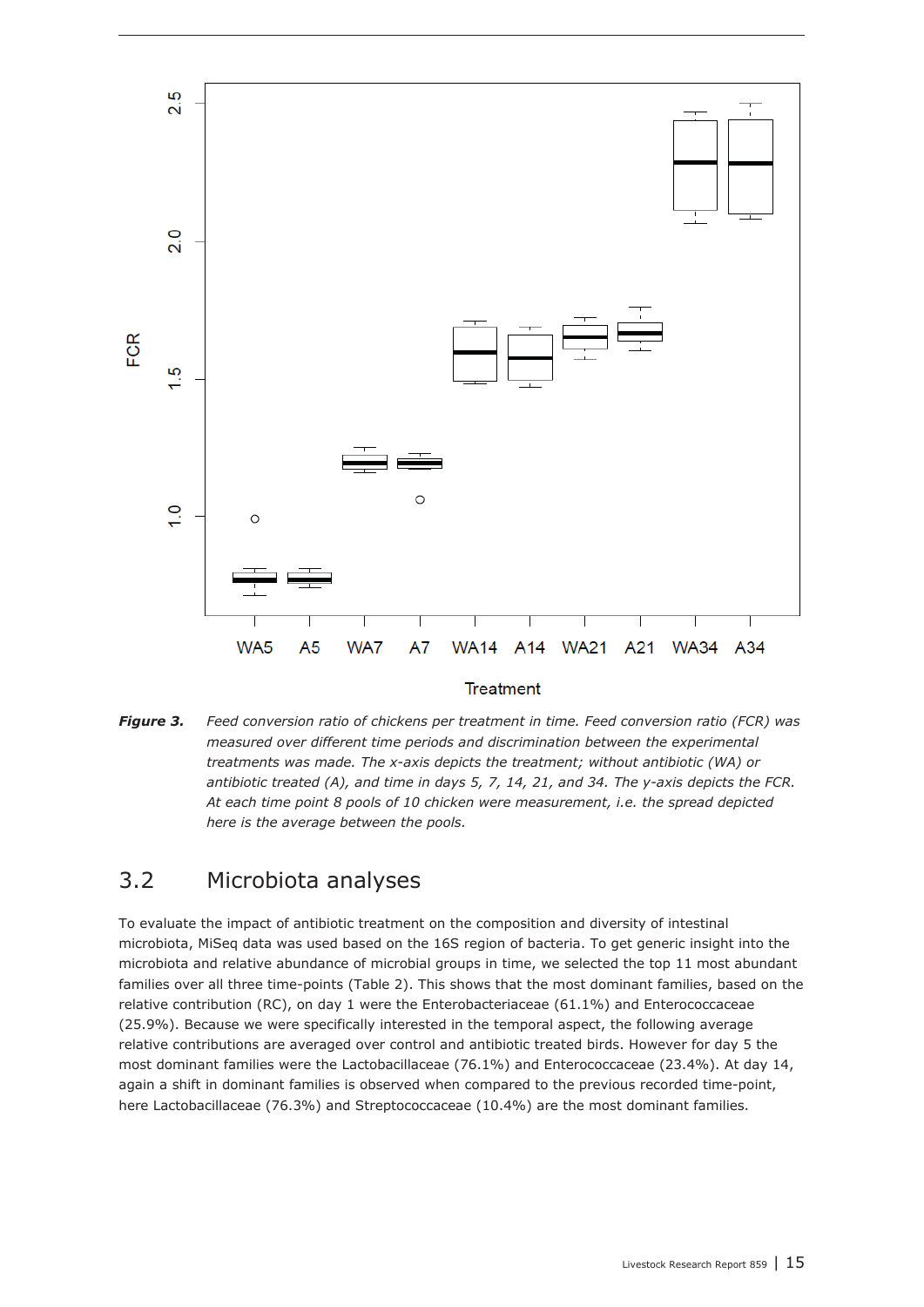*Figure 3. Feed conversion ratio of chickens per treatment in time. Feed conversion ratio (FCR) was measured over different time periods and discrimination between the experimental treatments was made. The x-axis depicts the treatment; without antibiotic (WA) or antibiotic treated (A), and time in days 5, 7, 14, 21, and 34. The y-axis depicts the FCR. At each time point 8 pools of 10 chicken were measurement, i.e. the spread depicted here is the average between the pools.*

## 3.2 Microbiota analyses

To evaluate the impact of antibiotic treatment on the composition and diversity of intestinal microbiota, MiSeq data was used based on the 16S region of bacteria. To get generic insight into the microbiota and relative abundance of microbial groups in time, we selected the top 11 most abundant families over all three time-points (Table 2). This shows that the most dominant families, based on the relative contribution (RC), on day 1 were the Enterobacteriaceae (61.1%) and Enterococcaceae (25.9%). Because we were specifically interested in the temporal aspect, the following average relative contributions are averaged over control and antibiotic treated birds. However for day 5 the most dominant families were the Lactobacillaceae (76.1%) and Enterococcaceae (23.4%). At day 14, again a shift in dominant families is observed when compared to the previous recorded time-point, here Lactobacillaceae (76.3%) and Streptococcaceae (10.4%) are the most dominant families.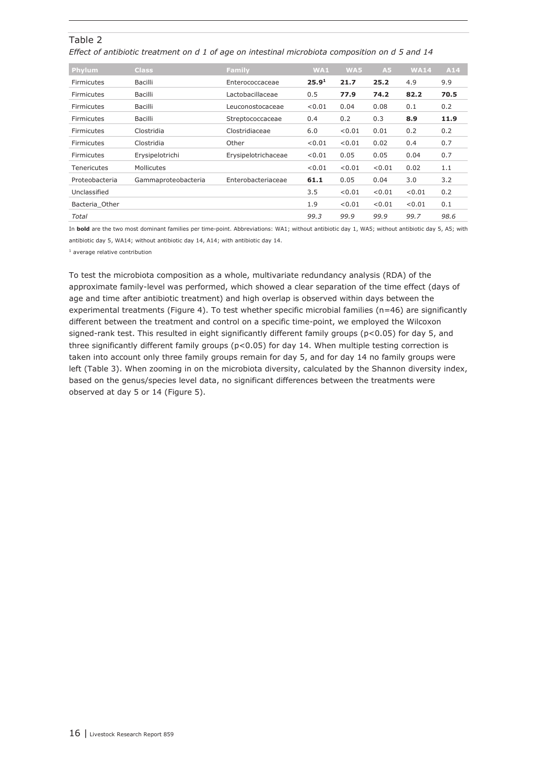Table 2

*Effect of antibiotic treatment on d 1 of age on intestinal microbiota composition on d 5 and 14*

| Phylum | Class | Family | WA1 | WA5 | A5 | WA14 | A14 |
|---|---|---|---|---|---|---|---|
| Firmicutes | Bacilli | Enterococcaceae | **25.9**[1] | **21.7** | **25.2** | 4.9 | 9.9 |
| Firmicutes | Bacilli | Lactobacillaceae | 0.5 | **77.9** | **74.2** | **82.2** | **70.5** |
| Firmicutes | Bacilli | Leuconostocaceae | <0.01 | 0.04 | 0.08 | 0.1 | 0.2 |
| Firmicutes | Bacilli | Streptococcaceae | 0.4 | 0.2 | 0.3 | **8.9** | **11.9** |
| Firmicutes | Clostridia | Clostridiaceae | 6.0 | <0.01 | 0.01 | 0.2 | 0.2 |
| Firmicutes | Clostridia | Other | <0.01 | <0.01 | 0.02 | 0.4 | 0.7 |
| Firmicutes | Erysipelotrichi | Erysipelotrichaceae | <0.01 | 0.05 | 0.05 | 0.04 | 0.7 |
| Tenericutes | Mollicutes | | <0.01 | <0.01 | <0.01 | 0.02 | 1.1 |
| Proteobacteria | Gammaproteobacteria | Enterobacteriaceae | **61.1** | 0.05 | 0.04 | 3.0 | 3.2 |
| Unclassified | | | 3.5 | <0.01 | <0.01 | <0.01 | 0.2 |
| Bacteria_Other | | | 1.9 | <0.01 | <0.01 | <0.01 | 0.1 |
| *Total* | | | *99.3* | *99.9* | *99.9* | *99.7* | *98.6* |

In **bold** are the two most dominant families per time-point. Abbreviations: WA1; without antibiotic day 1, WA5; without antibiotic day 5, A5; with antibiotic day 5, WA14; without antibiotic day 14, A14; with antibiotic day 14.

[1] average relative contribution

To test the microbiota composition as a whole, multivariate redundancy analysis (RDA) of the approximate family-level was performed, which showed a clear separation of the time effect (days of age and time after antibiotic treatment) and high overlap is observed within days between the experimental treatments (Figure 4). To test whether specific microbial families (n=46) are significantly different between the treatment and control on a specific time-point, we employed the Wilcoxon signed-rank test. This resulted in eight significantly different family groups ($p<0.05$) for day 5, and three significantly different family groups ($p<0.05$) for day 14. When multiple testing correction is taken into account only three family groups remain for day 5, and for day 14 no family groups were left (Table 3). When zooming in on the microbiota diversity, calculated by the Shannon diversity index, based on the genus/species level data, no significant differences between the treatments were observed at day 5 or 14 (Figure 5).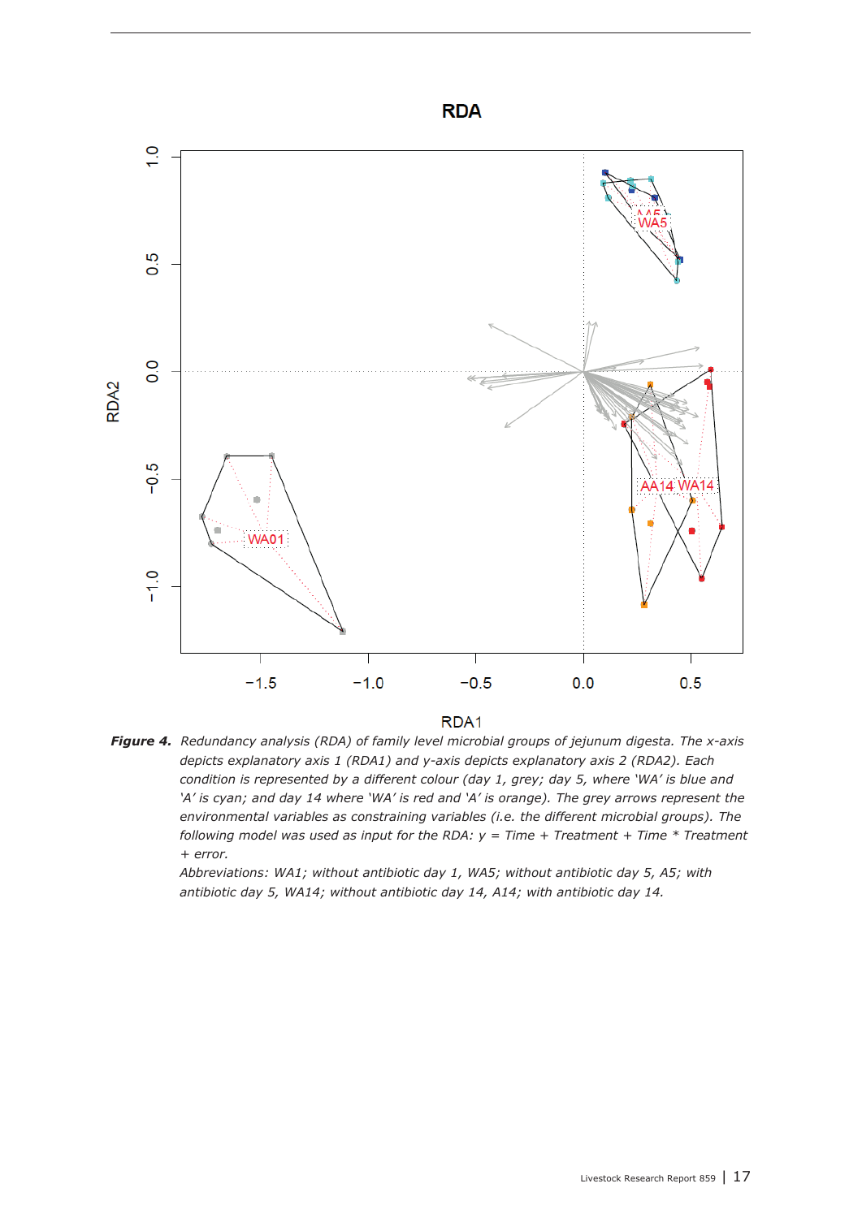***Figure 4.*** *Redundancy analysis (RDA) of family level microbial groups of jejunum digesta. The x-axis depicts explanatory axis 1 (RDA1) and y-axis depicts explanatory axis 2 (RDA2). Each condition is represented by a different colour (day 1, grey; day 5, where 'WA' is blue and 'A' is cyan; and day 14 where 'WA' is red and 'A' is orange). The grey arrows represent the environmental variables as constraining variables (i.e. the different microbial groups). The following model was used as input for the RDA: y = Time + Treatment + Time * Treatment + error.*

*Abbreviations: WA1; without antibiotic day 1, WA5; without antibiotic day 5, A5; with antibiotic day 5, WA14; without antibiotic day 14, A14; with antibiotic day 14.*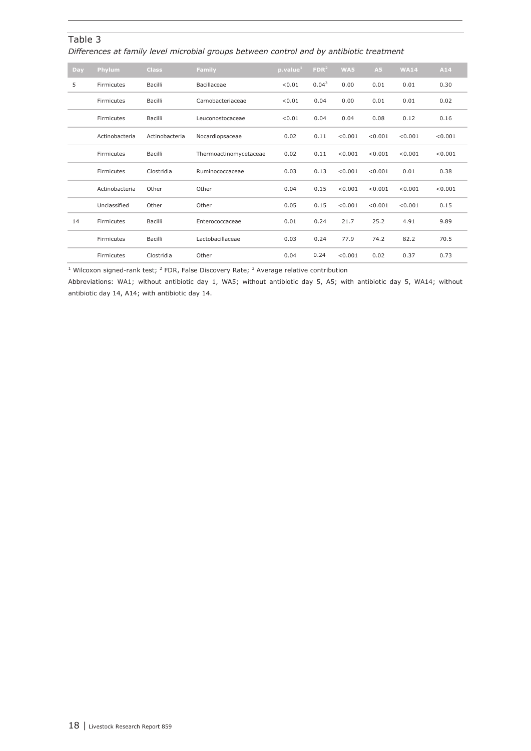Table 3

*Differences at family level microbial groups between control and by antibiotic treatment*

| Day | Phylum | Class | Family | p.value[1] | FDR[2] | WA5 | A5 | WA14 | A14 |
|---|---|---|---|---|---|---|---|---|---|
| 5 | Firmicutes | Bacilli | Bacillaceae | <0.01 | 0.04[3] | 0.00 | 0.01 | 0.01 | 0.30 |
| | Firmicutes | Bacilli | Carnobacteriaceae | <0.01 | 0.04 | 0.00 | 0.01 | 0.01 | 0.02 |
| | Firmicutes | Bacilli | Leuconostocaceae | <0.01 | 0.04 | 0.04 | 0.08 | 0.12 | 0.16 |
| | Actinobacteria | Actinobacteria | Nocardiopsaceae | 0.02 | 0.11 | <0.001 | <0.001 | <0.001 | <0.001 |
| | Firmicutes | Bacilli | Thermoactinomycetaceae | 0.02 | 0.11 | <0.001 | <0.001 | <0.001 | <0.001 |
| | Firmicutes | Clostridia | Ruminococcaceae | 0.03 | 0.13 | <0.001 | <0.001 | 0.01 | 0.38 |
| | Actinobacteria | Other | Other | 0.04 | 0.15 | <0.001 | <0.001 | <0.001 | <0.001 |
| | Unclassified | Other | Other | 0.05 | 0.15 | <0.001 | <0.001 | <0.001 | 0.15 |
| 14 | Firmicutes | Bacilli | Enterococcaceae | 0.01 | 0.24 | 21.7 | 25.2 | 4.91 | 9.89 |
| | Firmicutes | Bacilli | Lactobacillaceae | 0.03 | 0.24 | 77.9 | 74.2 | 82.2 | 70.5 |
| | Firmicutes | Clostridia | Other | 0.04 | 0.24 | <0.001 | 0.02 | 0.37 | 0.73 |

[1] Wilcoxon signed-rank test; [2] FDR, False Discovery Rate; [3] Average relative contribution

Abbreviations: WA1; without antibiotic day 1, WA5; without antibiotic day 5, A5; with antibiotic day 5, WA14; without antibiotic day 14, A14; with antibiotic day 14.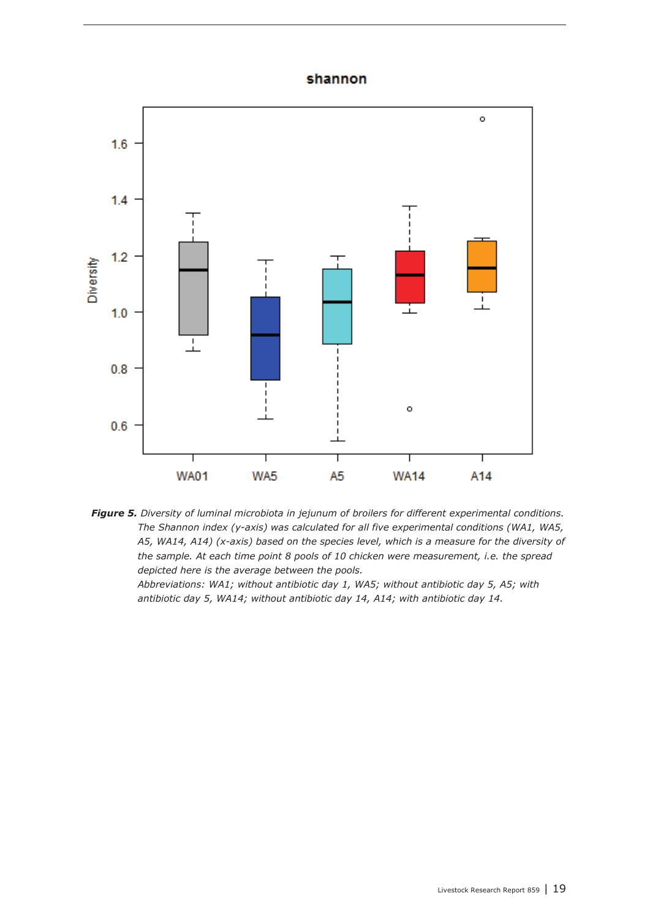**Figure 5.** *Diversity of luminal microbiota in jejunum of broilers for different experimental conditions. The Shannon index (y-axis) was calculated for all five experimental conditions (WA1, WA5, A5, WA14, A14) (x-axis) based on the species level, which is a measure for the diversity of the sample. At each time point 8 pools of 10 chicken were measurement, i.e. the spread depicted here is the average between the pools.*

*Abbreviations: WA1; without antibiotic day 1, WA5; without antibiotic day 5, A5; with antibiotic day 5, WA14; without antibiotic day 14, A14; with antibiotic day 14.*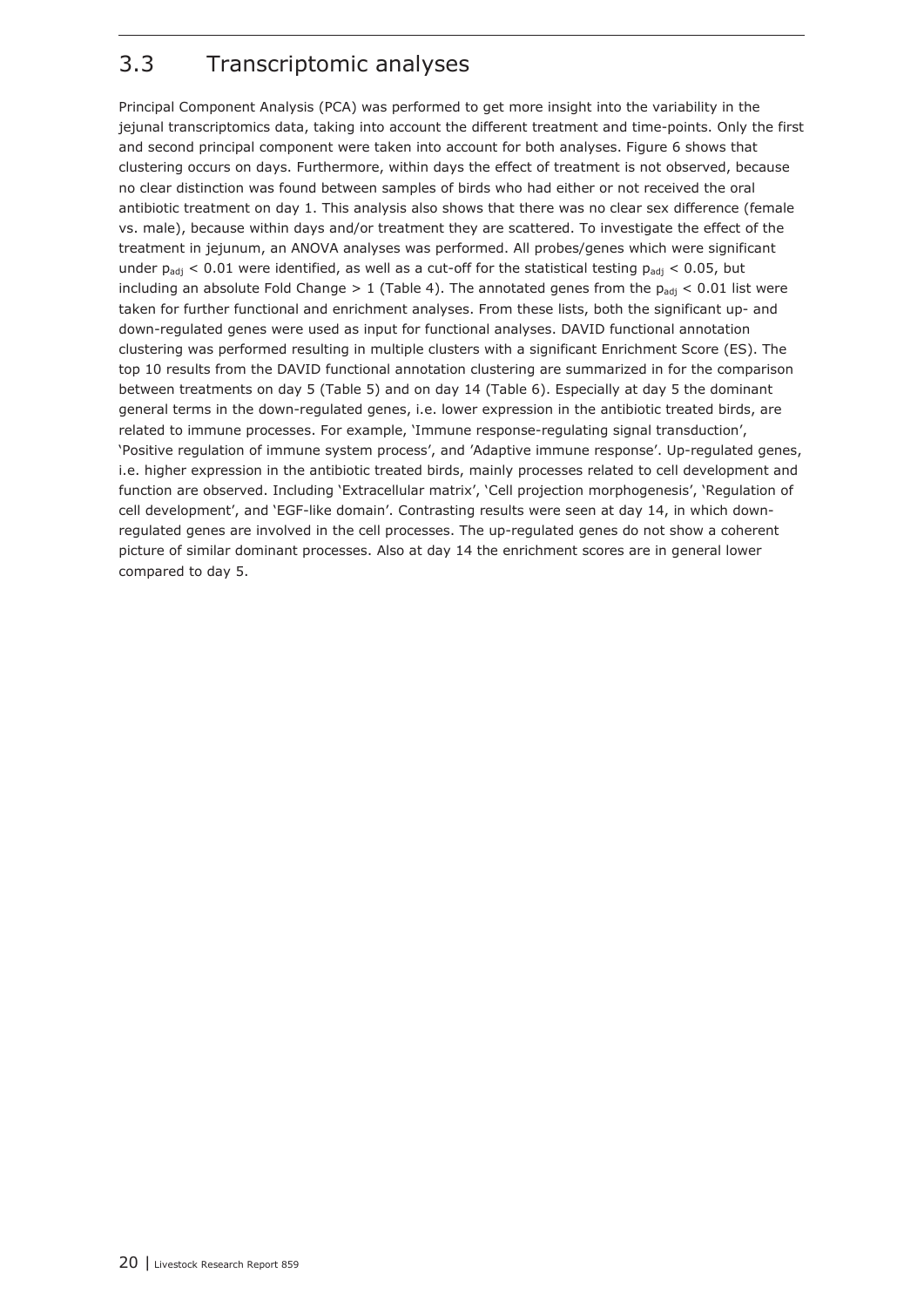## 3.3 Transcriptomic analyses

Principal Component Analysis (PCA) was performed to get more insight into the variability in the jejunal transcriptomics data, taking into account the different treatment and time-points. Only the first and second principal component were taken into account for both analyses. Figure 6 shows that clustering occurs on days. Furthermore, within days the effect of treatment is not observed, because no clear distinction was found between samples of birds who had either or not received the oral antibiotic treatment on day 1. This analysis also shows that there was no clear sex difference (female vs. male), because within days and/or treatment they are scattered. To investigate the effect of the treatment in jejunum, an ANOVA analyses was performed. All probes/genes which were significant under $p_{adj} < 0.01$ were identified, as well as a cut-off for the statistical testing $p_{adj} < 0.05$, but including an absolute Fold Change > 1 (Table 4). The annotated genes from the $p_{adj} < 0.01$ list were taken for further functional and enrichment analyses. From these lists, both the significant up- and down-regulated genes were used as input for functional analyses. DAVID functional annotation clustering was performed resulting in multiple clusters with a significant Enrichment Score (ES). The top 10 results from the DAVID functional annotation clustering are summarized in for the comparison between treatments on day 5 (Table 5) and on day 14 (Table 6). Especially at day 5 the dominant general terms in the down-regulated genes, i.e. lower expression in the antibiotic treated birds, are related to immune processes. For example, 'Immune response-regulating signal transduction', 'Positive regulation of immune system process', and 'Adaptive immune response'. Up-regulated genes, i.e. higher expression in the antibiotic treated birds, mainly processes related to cell development and function are observed. Including 'Extracellular matrix', 'Cell projection morphogenesis', 'Regulation of cell development', and 'EGF-like domain'. Contrasting results were seen at day 14, in which down-regulated genes are involved in the cell processes. The up-regulated genes do not show a coherent picture of similar dominant processes. Also at day 14 the enrichment scores are in general lower compared to day 5.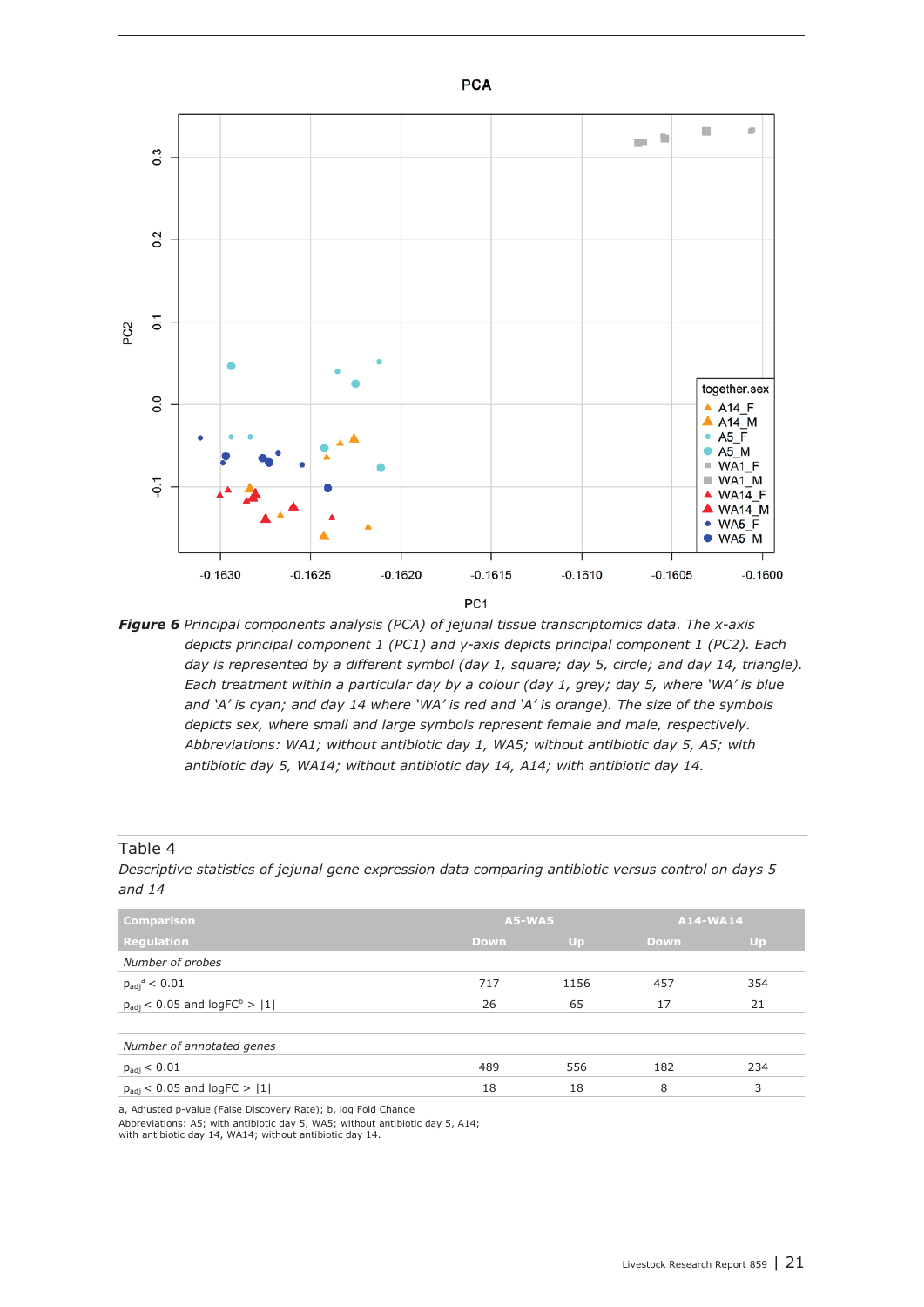**Figure 6** *Principal components analysis (PCA) of jejunal tissue transcriptomics data. The x-axis depicts principal component 1 (PC1) and y-axis depicts principal component 1 (PC2). Each day is represented by a different symbol (day 1, square; day 5, circle; and day 14, triangle). Each treatment within a particular day by a colour (day 1, grey; day 5, where 'WA' is blue and 'A' is cyan; and day 14 where 'WA' is red and 'A' is orange). The size of the symbols depicts sex, where small and large symbols represent female and male, respectively. Abbreviations: WA1; without antibiotic day 1, WA5; without antibiotic day 5, A5; with antibiotic day 5, WA14; without antibiotic day 14, A14; with antibiotic day 14.*

Table 4

*Descriptive statistics of jejunal gene expression data comparing antibiotic versus control on days 5 and 14*

| Comparison | A5-WA5 | | A14-WA14 | |
|---|---|---|---|---|
| Regulation | Down | Up | Down | Up |
| *Number of probes* | | | | |
| $p_{adj}$[a] < 0.01 | 717 | 1156 | 457 | 354 |
| $p_{adj}$ < 0.05 and logFC[b] > \|1\| | 26 | 65 | 17 | 21 |
| | | | | |
| *Number of annotated genes* | | | | |
| $p_{adj}$ < 0.01 | 489 | 556 | 182 | 234 |
| $p_{adj}$ < 0.05 and logFC > \|1\| | 18 | 18 | 8 | 3 |

a, Adjusted p-value (False Discovery Rate); b, log Fold Change
Abbreviations: A5; with antibiotic day 5, WA5; without antibiotic day 5, A14; with antibiotic day 14, WA14; without antibiotic day 14.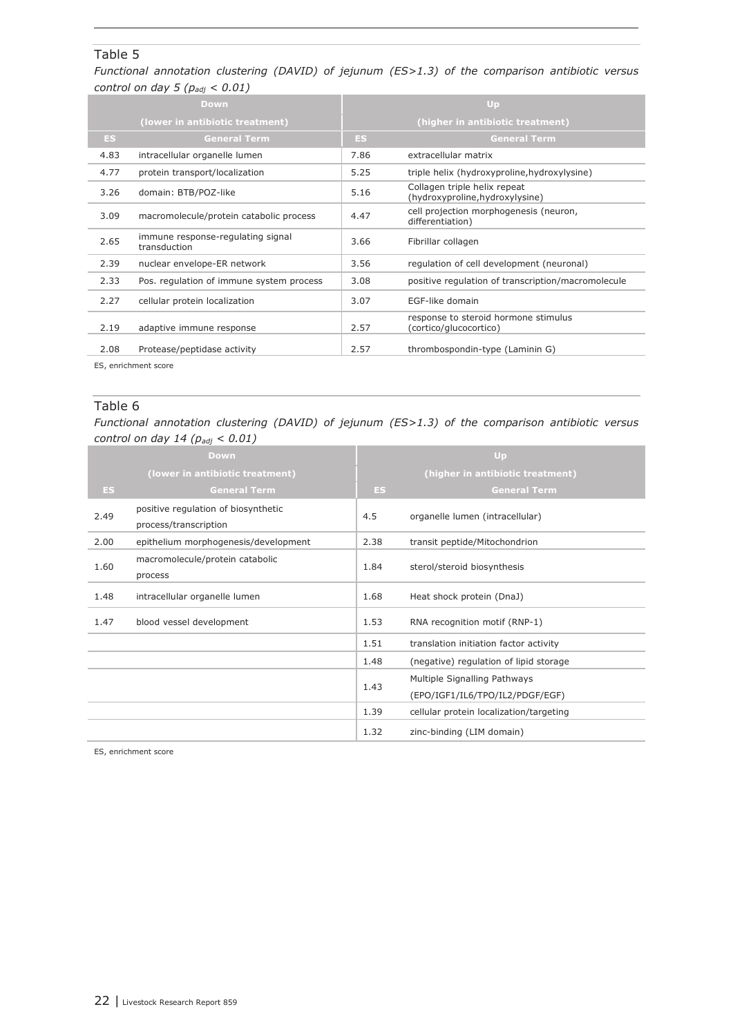Table 5

*Functional annotation clustering (DAVID) of jejunum (ES>1.3) of the comparison antibiotic versus control on day 5 ($p_{adj}$ < 0.01)*

| Down (lower in antibiotic treatment) | | Up (higher in antibiotic treatment) | |
|---|---|---|---|
| **ES** | **General Term** | **ES** | **General Term** |
| 4.83 | intracellular organelle lumen | 7.86 | extracellular matrix |
| 4.77 | protein transport/localization | 5.25 | triple helix (hydroxyproline,hydroxylysine) |
| 3.26 | domain: BTB/POZ-like | 5.16 | Collagen triple helix repeat (hydroxyproline,hydroxylysine) |
| 3.09 | macromolecule/protein catabolic process | 4.47 | cell projection morphogenesis (neuron, differentiation) |
| 2.65 | immune response-regulating signal transduction | 3.66 | Fibrillar collagen |
| 2.39 | nuclear envelope-ER network | 3.56 | regulation of cell development (neuronal) |
| 2.33 | Pos. regulation of immune system process | 3.08 | positive regulation of transcription/macromolecule |
| 2.27 | cellular protein localization | 3.07 | EGF-like domain |
| 2.19 | adaptive immune response | 2.57 | response to steroid hormone stimulus (cortico/glucocortico) |
| 2.08 | Protease/peptidase activity | 2.57 | thrombospondin-type (Laminin G) |

ES, enrichment score

Table 6

*Functional annotation clustering (DAVID) of jejunum (ES>1.3) of the comparison antibiotic versus control on day 14 ($p_{adj}$ < 0.01)*

| Down (lower in antibiotic treatment) | | Up (higher in antibiotic treatment) | |
|---|---|---|---|
| **ES** | **General Term** | **ES** | **General Term** |
| 2.49 | positive regulation of biosynthetic process/transcription | 4.5 | organelle lumen (intracellular) |
| 2.00 | epithelium morphogenesis/development | 2.38 | transit peptide/Mitochondrion |
| 1.60 | macromolecule/protein catabolic process | 1.84 | sterol/steroid biosynthesis |
| 1.48 | intracellular organelle lumen | 1.68 | Heat shock protein (DnaJ) |
| 1.47 | blood vessel development | 1.53 | RNA recognition motif (RNP-1) |
| | | 1.51 | translation initiation factor activity |
| | | 1.48 | (negative) regulation of lipid storage |
| | | 1.43 | Multiple Signalling Pathways (EPO/IGF1/IL6/TPO/IL2/PDGF/EGF) |
| | | 1.39 | cellular protein localization/targeting |
| | | 1.32 | zinc-binding (LIM domain) |

ES, enrichment score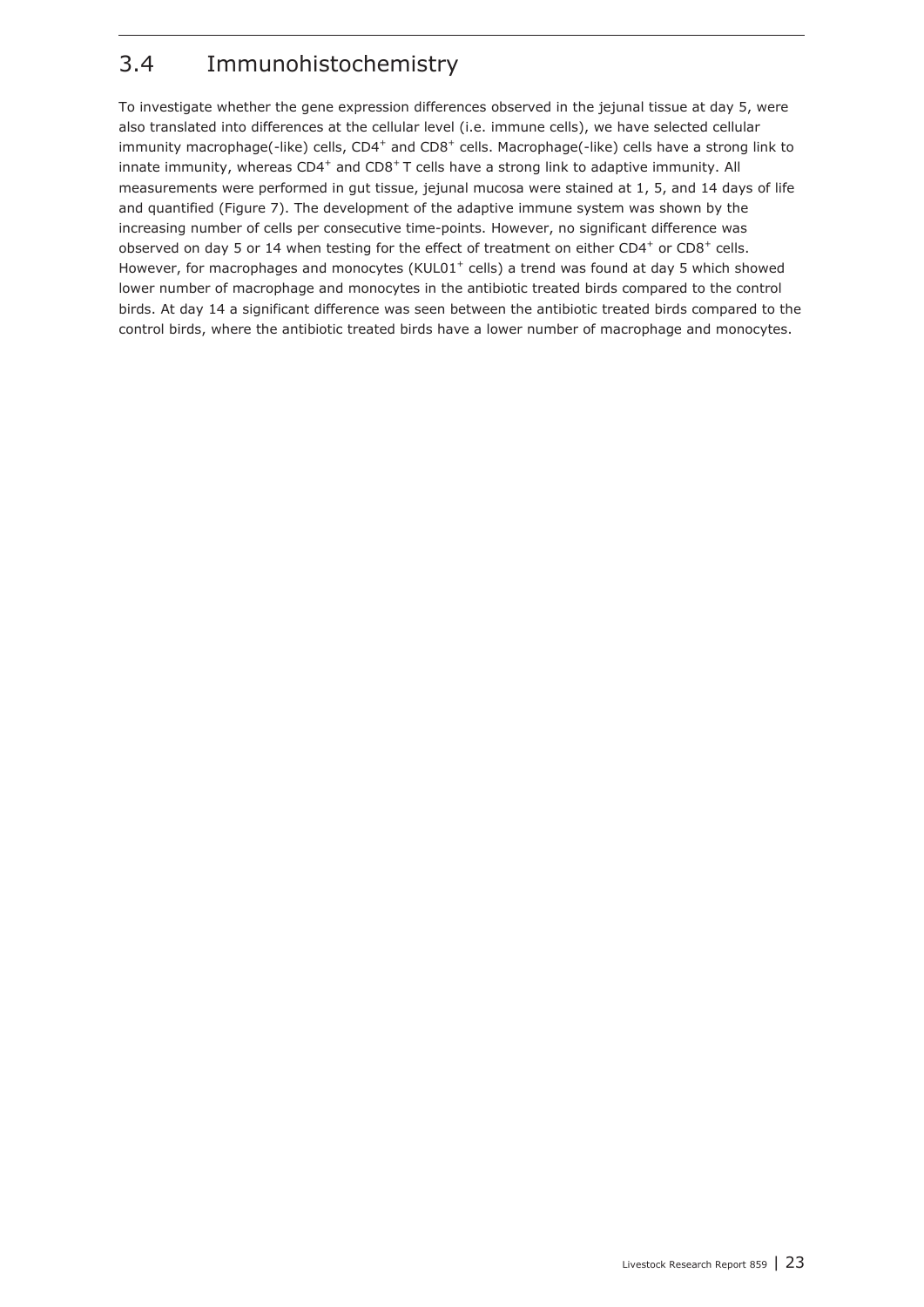## 3.4 Immunohistochemistry

To investigate whether the gene expression differences observed in the jejunal tissue at day 5, were also translated into differences at the cellular level (i.e. immune cells), we have selected cellular immunity macrophage(-like) cells, $CD4^+$ and $CD8^+$ cells. Macrophage(-like) cells have a strong link to innate immunity, whereas $CD4^+$ and $CD8^+$ T cells have a strong link to adaptive immunity. All measurements were performed in gut tissue, jejunal mucosa were stained at 1, 5, and 14 days of life and quantified (Figure 7). The development of the adaptive immune system was shown by the increasing number of cells per consecutive time-points. However, no significant difference was observed on day 5 or 14 when testing for the effect of treatment on either $CD4^+$ or $CD8^+$ cells. However, for macrophages and monocytes ($KUL01^+$ cells) a trend was found at day 5 which showed lower number of macrophage and monocytes in the antibiotic treated birds compared to the control birds. At day 14 a significant difference was seen between the antibiotic treated birds compared to the control birds, where the antibiotic treated birds have a lower number of macrophage and monocytes.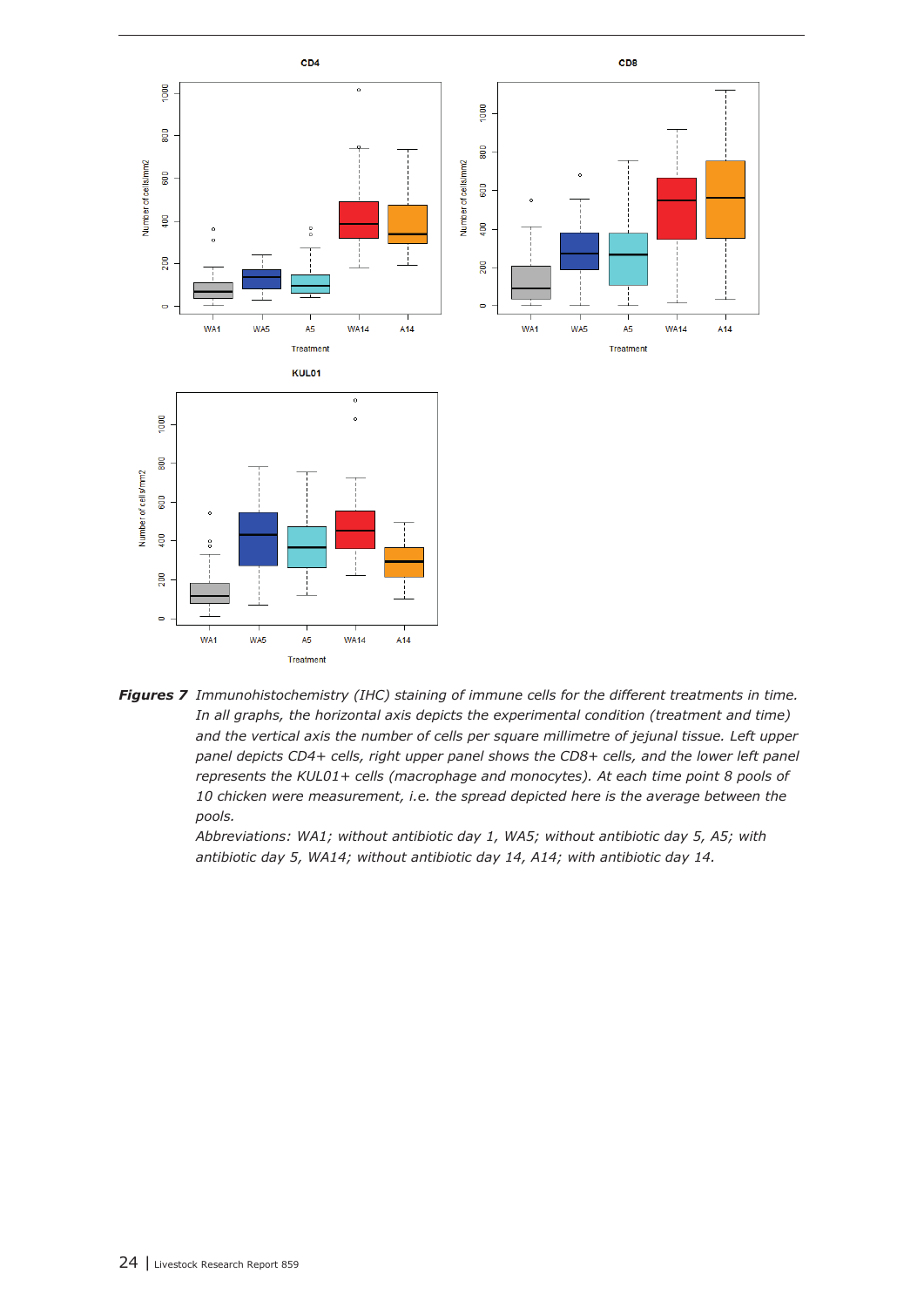***Figures 7*** *Immunohistochemistry (IHC) staining of immune cells for the different treatments in time. In all graphs, the horizontal axis depicts the experimental condition (treatment and time) and the vertical axis the number of cells per square millimetre of jejunal tissue. Left upper panel depicts CD4+ cells, right upper panel shows the CD8+ cells, and the lower left panel represents the KUL01+ cells (macrophage and monocytes). At each time point 8 pools of 10 chicken were measurement, i.e. the spread depicted here is the average between the pools.*

*Abbreviations: WA1; without antibiotic day 1, WA5; without antibiotic day 5, A5; with antibiotic day 5, WA14; without antibiotic day 14, A14; with antibiotic day 14.*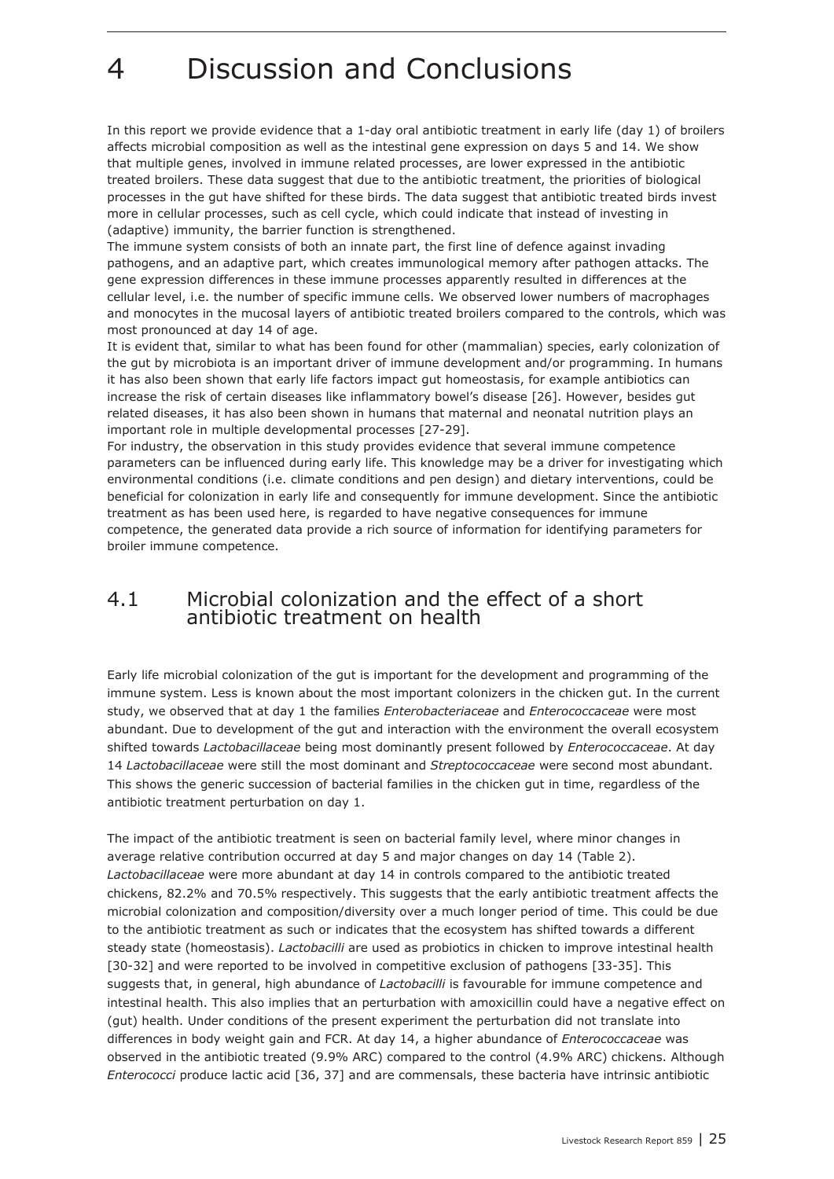# 4 Discussion and Conclusions

In this report we provide evidence that a 1-day oral antibiotic treatment in early life (day 1) of broilers affects microbial composition as well as the intestinal gene expression on days 5 and 14. We show that multiple genes, involved in immune related processes, are lower expressed in the antibiotic treated broilers. These data suggest that due to the antibiotic treatment, the priorities of biological processes in the gut have shifted for these birds. The data suggest that antibiotic treated birds invest more in cellular processes, such as cell cycle, which could indicate that instead of investing in (adaptive) immunity, the barrier function is strengthened.

The immune system consists of both an innate part, the first line of defence against invading pathogens, and an adaptive part, which creates immunological memory after pathogen attacks. The gene expression differences in these immune processes apparently resulted in differences at the cellular level, i.e. the number of specific immune cells. We observed lower numbers of macrophages and monocytes in the mucosal layers of antibiotic treated broilers compared to the controls, which was most pronounced at day 14 of age.

It is evident that, similar to what has been found for other (mammalian) species, early colonization of the gut by microbiota is an important driver of immune development and/or programming. In humans it has also been shown that early life factors impact gut homeostasis, for example antibiotics can increase the risk of certain diseases like inflammatory bowel's disease [26]. However, besides gut related diseases, it has also been shown in humans that maternal and neonatal nutrition plays an important role in multiple developmental processes [27-29].

For industry, the observation in this study provides evidence that several immune competence parameters can be influenced during early life. This knowledge may be a driver for investigating which environmental conditions (i.e. climate conditions and pen design) and dietary interventions, could be beneficial for colonization in early life and consequently for immune development. Since the antibiotic treatment as has been used here, is regarded to have negative consequences for immune competence, the generated data provide a rich source of information for identifying parameters for broiler immune competence.

## 4.1 Microbial colonization and the effect of a short antibiotic treatment on health

Early life microbial colonization of the gut is important for the development and programming of the immune system. Less is known about the most important colonizers in the chicken gut. In the current study, we observed that at day 1 the families *Enterobacteriaceae* and *Enterococcaceae* were most abundant. Due to development of the gut and interaction with the environment the overall ecosystem shifted towards *Lactobacillaceae* being most dominantly present followed by *Enterococcaceae*. At day 14 *Lactobacillaceae* were still the most dominant and *Streptococcaceae* were second most abundant. This shows the generic succession of bacterial families in the chicken gut in time, regardless of the antibiotic treatment perturbation on day 1.

The impact of the antibiotic treatment is seen on bacterial family level, where minor changes in average relative contribution occurred at day 5 and major changes on day 14 (Table 2). *Lactobacillaceae* were more abundant at day 14 in controls compared to the antibiotic treated chickens, 82.2% and 70.5% respectively. This suggests that the early antibiotic treatment affects the microbial colonization and composition/diversity over a much longer period of time. This could be due to the antibiotic treatment as such or indicates that the ecosystem has shifted towards a different steady state (homeostasis). *Lactobacilli* are used as probiotics in chicken to improve intestinal health [30-32] and were reported to be involved in competitive exclusion of pathogens [33-35]. This suggests that, in general, high abundance of *Lactobacilli* is favourable for immune competence and intestinal health. This also implies that an perturbation with amoxicillin could have a negative effect on (gut) health. Under conditions of the present experiment the perturbation did not translate into differences in body weight gain and FCR. At day 14, a higher abundance of *Enterococcaceae* was observed in the antibiotic treated (9.9% ARC) compared to the control (4.9% ARC) chickens. Although *Enterococci* produce lactic acid [36, 37] and are commensals, these bacteria have intrinsic antibiotic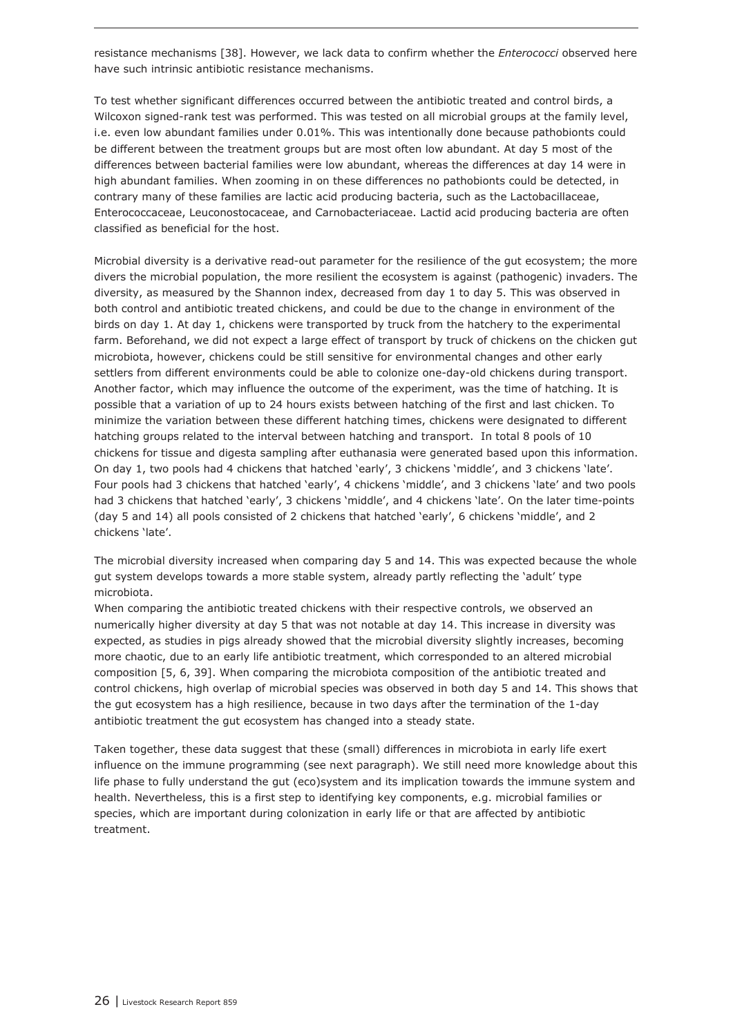resistance mechanisms [38]. However, we lack data to confirm whether the *Enterococci* observed here have such intrinsic antibiotic resistance mechanisms.

To test whether significant differences occurred between the antibiotic treated and control birds, a Wilcoxon signed-rank test was performed. This was tested on all microbial groups at the family level, i.e. even low abundant families under 0.01%. This was intentionally done because pathobionts could be different between the treatment groups but are most often low abundant. At day 5 most of the differences between bacterial families were low abundant, whereas the differences at day 14 were in high abundant families. When zooming in on these differences no pathobionts could be detected, in contrary many of these families are lactic acid producing bacteria, such as the Lactobacillaceae, Enterococcaceae, Leuconostocaceae, and Carnobacteriaceae. Lactid acid producing bacteria are often classified as beneficial for the host.

Microbial diversity is a derivative read-out parameter for the resilience of the gut ecosystem; the more divers the microbial population, the more resilient the ecosystem is against (pathogenic) invaders. The diversity, as measured by the Shannon index, decreased from day 1 to day 5. This was observed in both control and antibiotic treated chickens, and could be due to the change in environment of the birds on day 1. At day 1, chickens were transported by truck from the hatchery to the experimental farm. Beforehand, we did not expect a large effect of transport by truck of chickens on the chicken gut microbiota, however, chickens could be still sensitive for environmental changes and other early settlers from different environments could be able to colonize one-day-old chickens during transport. Another factor, which may influence the outcome of the experiment, was the time of hatching. It is possible that a variation of up to 24 hours exists between hatching of the first and last chicken. To minimize the variation between these different hatching times, chickens were designated to different hatching groups related to the interval between hatching and transport. In total 8 pools of 10 chickens for tissue and digesta sampling after euthanasia were generated based upon this information. On day 1, two pools had 4 chickens that hatched 'early', 3 chickens 'middle', and 3 chickens 'late'. Four pools had 3 chickens that hatched 'early', 4 chickens 'middle', and 3 chickens 'late' and two pools had 3 chickens that hatched 'early', 3 chickens 'middle', and 4 chickens 'late'. On the later time-points (day 5 and 14) all pools consisted of 2 chickens that hatched 'early', 6 chickens 'middle', and 2 chickens 'late'.

The microbial diversity increased when comparing day 5 and 14. This was expected because the whole gut system develops towards a more stable system, already partly reflecting the 'adult' type microbiota.

When comparing the antibiotic treated chickens with their respective controls, we observed an numerically higher diversity at day 5 that was not notable at day 14. This increase in diversity was expected, as studies in pigs already showed that the microbial diversity slightly increases, becoming more chaotic, due to an early life antibiotic treatment, which corresponded to an altered microbial composition [5, 6, 39]. When comparing the microbiota composition of the antibiotic treated and control chickens, high overlap of microbial species was observed in both day 5 and 14. This shows that the gut ecosystem has a high resilience, because in two days after the termination of the 1-day antibiotic treatment the gut ecosystem has changed into a steady state.

Taken together, these data suggest that these (small) differences in microbiota in early life exert influence on the immune programming (see next paragraph). We still need more knowledge about this life phase to fully understand the gut (eco)system and its implication towards the immune system and health. Nevertheless, this is a first step to identifying key components, e.g. microbial families or species, which are important during colonization in early life or that are affected by antibiotic treatment.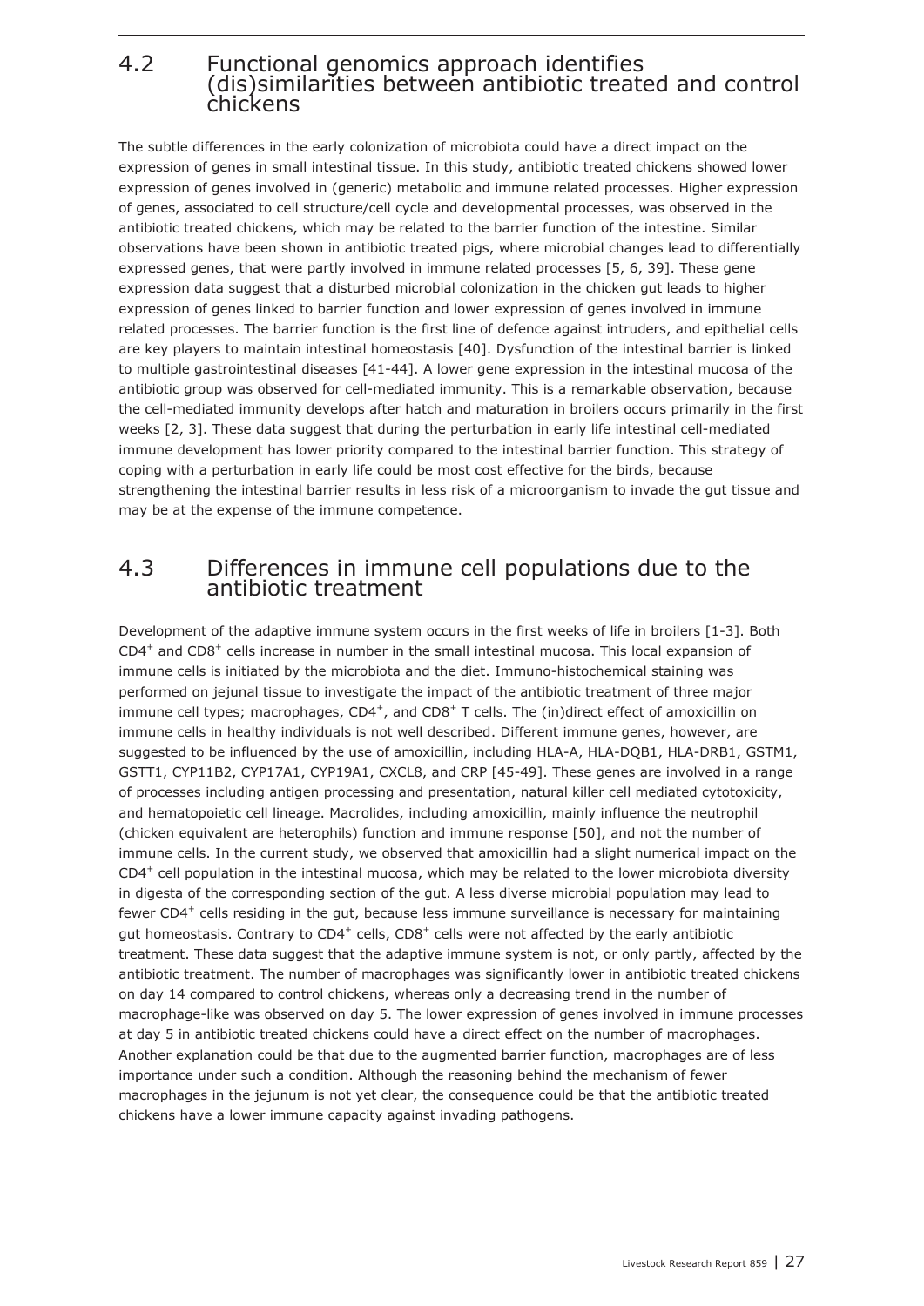## 4.2 Functional genomics approach identifies (dis)similarities between antibiotic treated and control chickens

The subtle differences in the early colonization of microbiota could have a direct impact on the expression of genes in small intestinal tissue. In this study, antibiotic treated chickens showed lower expression of genes involved in (generic) metabolic and immune related processes. Higher expression of genes, associated to cell structure/cell cycle and developmental processes, was observed in the antibiotic treated chickens, which may be related to the barrier function of the intestine. Similar observations have been shown in antibiotic treated pigs, where microbial changes lead to differentially expressed genes, that were partly involved in immune related processes [5, 6, 39]. These gene expression data suggest that a disturbed microbial colonization in the chicken gut leads to higher expression of genes linked to barrier function and lower expression of genes involved in immune related processes. The barrier function is the first line of defence against intruders, and epithelial cells are key players to maintain intestinal homeostasis [40]. Dysfunction of the intestinal barrier is linked to multiple gastrointestinal diseases [41-44]. A lower gene expression in the intestinal mucosa of the antibiotic group was observed for cell-mediated immunity. This is a remarkable observation, because the cell-mediated immunity develops after hatch and maturation in broilers occurs primarily in the first weeks [2, 3]. These data suggest that during the perturbation in early life intestinal cell-mediated immune development has lower priority compared to the intestinal barrier function. This strategy of coping with a perturbation in early life could be most cost effective for the birds, because strengthening the intestinal barrier results in less risk of a microorganism to invade the gut tissue and may be at the expense of the immune competence.

## 4.3 Differences in immune cell populations due to the antibiotic treatment

Development of the adaptive immune system occurs in the first weeks of life in broilers [1-3]. Both $CD4^+$ and $CD8^+$ cells increase in number in the small intestinal mucosa. This local expansion of immune cells is initiated by the microbiota and the diet. Immuno-histochemical staining was performed on jejunal tissue to investigate the impact of the antibiotic treatment of three major immune cell types; macrophages, $CD4^+$, and $CD8^+$ T cells. The (in)direct effect of amoxicillin on immune cells in healthy individuals is not well described. Different immune genes, however, are suggested to be influenced by the use of amoxicillin, including HLA-A, HLA-DQB1, HLA-DRB1, GSTM1, GSTT1, CYP11B2, CYP17A1, CYP19A1, CXCL8, and CRP [45-49]. These genes are involved in a range of processes including antigen processing and presentation, natural killer cell mediated cytotoxicity, and hematopoietic cell lineage. Macrolides, including amoxicillin, mainly influence the neutrophil (chicken equivalent are heterophils) function and immune response [50], and not the number of immune cells. In the current study, we observed that amoxicillin had a slight numerical impact on the $CD4^+$ cell population in the intestinal mucosa, which may be related to the lower microbiota diversity in digesta of the corresponding section of the gut. A less diverse microbial population may lead to fewer $CD4^+$ cells residing in the gut, because less immune surveillance is necessary for maintaining gut homeostasis. Contrary to $CD4^+$ cells, $CD8^+$ cells were not affected by the early antibiotic treatment. These data suggest that the adaptive immune system is not, or only partly, affected by the antibiotic treatment. The number of macrophages was significantly lower in antibiotic treated chickens on day 14 compared to control chickens, whereas only a decreasing trend in the number of macrophage-like was observed on day 5. The lower expression of genes involved in immune processes at day 5 in antibiotic treated chickens could have a direct effect on the number of macrophages. Another explanation could be that due to the augmented barrier function, macrophages are of less importance under such a condition. Although the reasoning behind the mechanism of fewer macrophages in the jejunum is not yet clear, the consequence could be that the antibiotic treated chickens have a lower immune capacity against invading pathogens.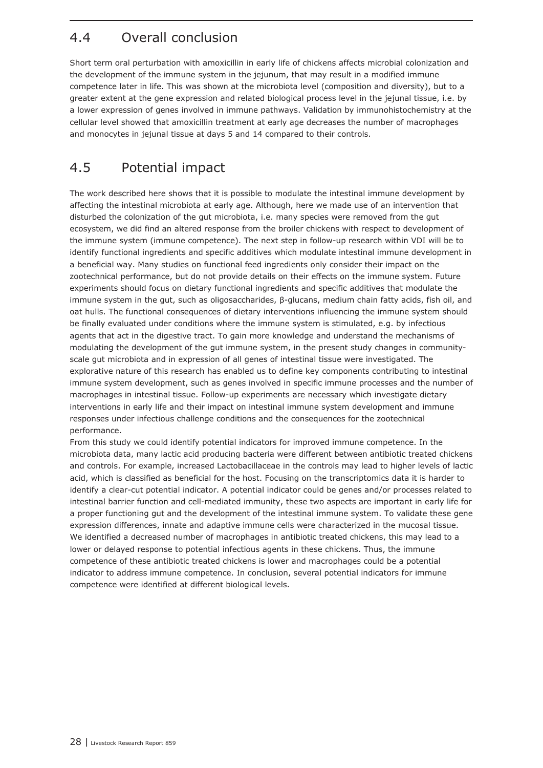## 4.4 Overall conclusion

Short term oral perturbation with amoxicillin in early life of chickens affects microbial colonization and the development of the immune system in the jejunum, that may result in a modified immune competence later in life. This was shown at the microbiota level (composition and diversity), but to a greater extent at the gene expression and related biological process level in the jejunal tissue, i.e. by a lower expression of genes involved in immune pathways. Validation by immunohistochemistry at the cellular level showed that amoxicillin treatment at early age decreases the number of macrophages and monocytes in jejunal tissue at days 5 and 14 compared to their controls.

## 4.5 Potential impact

The work described here shows that it is possible to modulate the intestinal immune development by affecting the intestinal microbiota at early age. Although, here we made use of an intervention that disturbed the colonization of the gut microbiota, i.e. many species were removed from the gut ecosystem, we did find an altered response from the broiler chickens with respect to development of the immune system (immune competence). The next step in follow-up research within VDI will be to identify functional ingredients and specific additives which modulate intestinal immune development in a beneficial way. Many studies on functional feed ingredients only consider their impact on the zootechnical performance, but do not provide details on their effects on the immune system. Future experiments should focus on dietary functional ingredients and specific additives that modulate the immune system in the gut, such as oligosaccharides, β-glucans, medium chain fatty acids, fish oil, and oat hulls. The functional consequences of dietary interventions influencing the immune system should be finally evaluated under conditions where the immune system is stimulated, e.g. by infectious agents that act in the digestive tract. To gain more knowledge and understand the mechanisms of modulating the development of the gut immune system, in the present study changes in community-scale gut microbiota and in expression of all genes of intestinal tissue were investigated. The explorative nature of this research has enabled us to define key components contributing to intestinal immune system development, such as genes involved in specific immune processes and the number of macrophages in intestinal tissue. Follow-up experiments are necessary which investigate dietary interventions in early life and their impact on intestinal immune system development and immune responses under infectious challenge conditions and the consequences for the zootechnical performance.

From this study we could identify potential indicators for improved immune competence. In the microbiota data, many lactic acid producing bacteria were different between antibiotic treated chickens and controls. For example, increased Lactobacillaceae in the controls may lead to higher levels of lactic acid, which is classified as beneficial for the host. Focusing on the transcriptomics data it is harder to identify a clear-cut potential indicator. A potential indicator could be genes and/or processes related to intestinal barrier function and cell-mediated immunity, these two aspects are important in early life for a proper functioning gut and the development of the intestinal immune system. To validate these gene expression differences, innate and adaptive immune cells were characterized in the mucosal tissue. We identified a decreased number of macrophages in antibiotic treated chickens, this may lead to a lower or delayed response to potential infectious agents in these chickens. Thus, the immune competence of these antibiotic treated chickens is lower and macrophages could be a potential indicator to address immune competence. In conclusion, several potential indicators for immune competence were identified at different biological levels.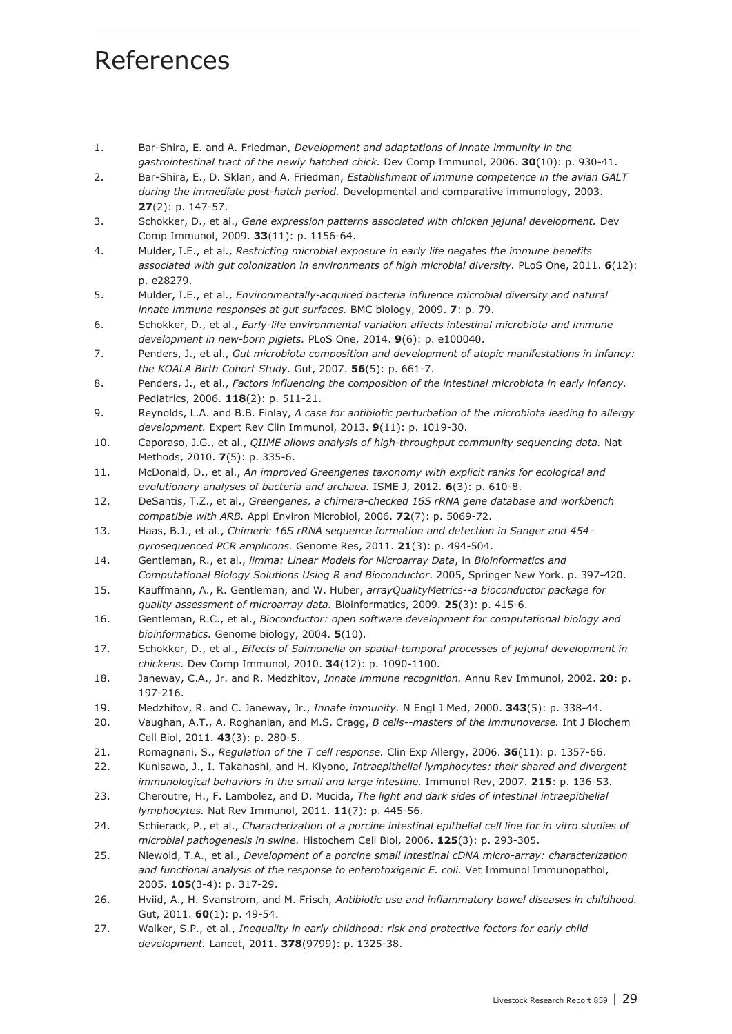# References

1. Bar-Shira, E. and A. Friedman, *Development and adaptations of innate immunity in the gastrointestinal tract of the newly hatched chick.* Dev Comp Immunol, 2006. **30**(10): p. 930-41.
2. Bar-Shira, E., D. Sklan, and A. Friedman, *Establishment of immune competence in the avian GALT during the immediate post-hatch period.* Developmental and comparative immunology, 2003. **27**(2): p. 147-57.
3. Schokker, D., et al., *Gene expression patterns associated with chicken jejunal development.* Dev Comp Immunol, 2009. **33**(11): p. 1156-64.
4. Mulder, I.E., et al., *Restricting microbial exposure in early life negates the immune benefits associated with gut colonization in environments of high microbial diversity.* PLoS One, 2011. **6**(12): p. e28279.
5. Mulder, I.E., et al., *Environmentally-acquired bacteria influence microbial diversity and natural innate immune responses at gut surfaces.* BMC biology, 2009. **7**: p. 79.
6. Schokker, D., et al., *Early-life environmental variation affects intestinal microbiota and immune development in new-born piglets.* PLoS One, 2014. **9**(6): p. e100040.
7. Penders, J., et al., *Gut microbiota composition and development of atopic manifestations in infancy: the KOALA Birth Cohort Study.* Gut, 2007. **56**(5): p. 661-7.
8. Penders, J., et al., *Factors influencing the composition of the intestinal microbiota in early infancy.* Pediatrics, 2006. **118**(2): p. 511-21.
9. Reynolds, L.A. and B.B. Finlay, *A case for antibiotic perturbation of the microbiota leading to allergy development.* Expert Rev Clin Immunol, 2013. **9**(11): p. 1019-30.
10. Caporaso, J.G., et al., *QIIME allows analysis of high-throughput community sequencing data.* Nat Methods, 2010. **7**(5): p. 335-6.
11. McDonald, D., et al., *An improved Greengenes taxonomy with explicit ranks for ecological and evolutionary analyses of bacteria and archaea.* ISME J, 2012. **6**(3): p. 610-8.
12. DeSantis, T.Z., et al., *Greengenes, a chimera-checked 16S rRNA gene database and workbench compatible with ARB.* Appl Environ Microbiol, 2006. **72**(7): p. 5069-72.
13. Haas, B.J., et al., *Chimeric 16S rRNA sequence formation and detection in Sanger and 454-pyrosequenced PCR amplicons.* Genome Res, 2011. **21**(3): p. 494-504.
14. Gentleman, R., et al., *limma: Linear Models for Microarray Data*, in *Bioinformatics and Computational Biology Solutions Using R and Bioconductor*. 2005, Springer New York. p. 397-420.
15. Kauffmann, A., R. Gentleman, and W. Huber, *arrayQualityMetrics--a bioconductor package for quality assessment of microarray data.* Bioinformatics, 2009. **25**(3): p. 415-6.
16. Gentleman, R.C., et al., *Bioconductor: open software development for computational biology and bioinformatics.* Genome biology, 2004. **5**(10).
17. Schokker, D., et al., *Effects of Salmonella on spatial-temporal processes of jejunal development in chickens.* Dev Comp Immunol, 2010. **34**(12): p. 1090-1100.
18. Janeway, C.A., Jr. and R. Medzhitov, *Innate immune recognition.* Annu Rev Immunol, 2002. **20**: p. 197-216.
19. Medzhitov, R. and C. Janeway, Jr., *Innate immunity.* N Engl J Med, 2000. **343**(5): p. 338-44.
20. Vaughan, A.T., A. Roghanian, and M.S. Cragg, *B cells--masters of the immunoverse.* Int J Biochem Cell Biol, 2011. **43**(3): p. 280-5.
21. Romagnani, S., *Regulation of the T cell response.* Clin Exp Allergy, 2006. **36**(11): p. 1357-66.
22. Kunisawa, J., I. Takahashi, and H. Kiyono, *Intraepithelial lymphocytes: their shared and divergent immunological behaviors in the small and large intestine.* Immunol Rev, 2007. **215**: p. 136-53.
23. Cheroutre, H., F. Lambolez, and D. Mucida, *The light and dark sides of intestinal intraepithelial lymphocytes.* Nat Rev Immunol, 2011. **11**(7): p. 445-56.
24. Schierack, P., et al., *Characterization of a porcine intestinal epithelial cell line for in vitro studies of microbial pathogenesis in swine.* Histochem Cell Biol, 2006. **125**(3): p. 293-305.
25. Niewold, T.A., et al., *Development of a porcine small intestinal cDNA micro-array: characterization and functional analysis of the response to enterotoxigenic E. coli.* Vet Immunol Immunopathol, 2005. **105**(3-4): p. 317-29.
26. Hviid, A., H. Svanstrom, and M. Frisch, *Antibiotic use and inflammatory bowel diseases in childhood.* Gut, 2011. **60**(1): p. 49-54.
27. Walker, S.P., et al., *Inequality in early childhood: risk and protective factors for early child development.* Lancet, 2011. **378**(9799): p. 1325-38.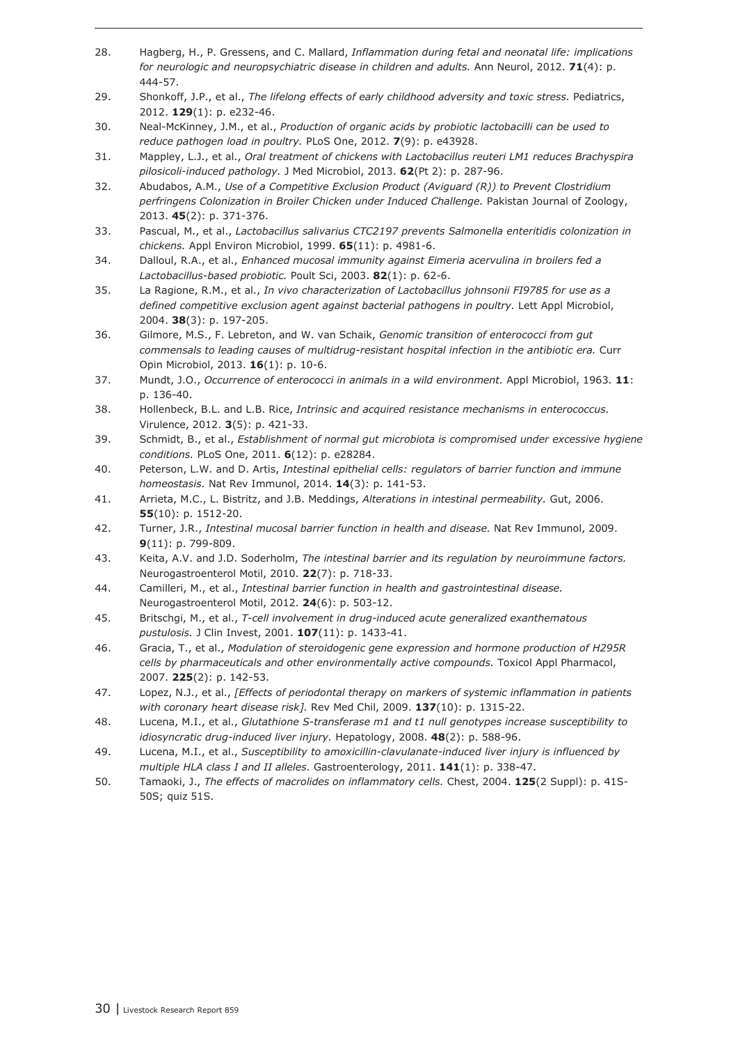28. Hagberg, H., P. Gressens, and C. Mallard, *Inflammation during fetal and neonatal life: implications for neurologic and neuropsychiatric disease in children and adults.* Ann Neurol, 2012. **71**(4): p. 444-57.
29. Shonkoff, J.P., et al., *The lifelong effects of early childhood adversity and toxic stress.* Pediatrics, 2012. **129**(1): p. e232-46.
30. Neal-McKinney, J.M., et al., *Production of organic acids by probiotic lactobacilli can be used to reduce pathogen load in poultry.* PLoS One, 2012. **7**(9): p. e43928.
31. Mappley, L.J., et al., *Oral treatment of chickens with Lactobacillus reuteri LM1 reduces Brachyspira pilosicoli-induced pathology.* J Med Microbiol, 2013. **62**(Pt 2): p. 287-96.
32. Abudabos, A.M., *Use of a Competitive Exclusion Product (Aviguard (R)) to Prevent Clostridium perfringens Colonization in Broiler Chicken under Induced Challenge.* Pakistan Journal of Zoology, 2013. **45**(2): p. 371-376.
33. Pascual, M., et al., *Lactobacillus salivarius CTC2197 prevents Salmonella enteritidis colonization in chickens.* Appl Environ Microbiol, 1999. **65**(11): p. 4981-6.
34. Dalloul, R.A., et al., *Enhanced mucosal immunity against Eimeria acervulina in broilers fed a Lactobacillus-based probiotic.* Poult Sci, 2003. **82**(1): p. 62-6.
35. La Ragione, R.M., et al., *In vivo characterization of Lactobacillus johnsonii FI9785 for use as a defined competitive exclusion agent against bacterial pathogens in poultry.* Lett Appl Microbiol, 2004. **38**(3): p. 197-205.
36. Gilmore, M.S., F. Lebreton, and W. van Schaik, *Genomic transition of enterococci from gut commensals to leading causes of multidrug-resistant hospital infection in the antibiotic era.* Curr Opin Microbiol, 2013. **16**(1): p. 10-6.
37. Mundt, J.O., *Occurrence of enterococci in animals in a wild environment.* Appl Microbiol, 1963. **11**: p. 136-40.
38. Hollenbeck, B.L. and L.B. Rice, *Intrinsic and acquired resistance mechanisms in enterococcus.* Virulence, 2012. **3**(5): p. 421-33.
39. Schmidt, B., et al., *Establishment of normal gut microbiota is compromised under excessive hygiene conditions.* PLoS One, 2011. **6**(12): p. e28284.
40. Peterson, L.W. and D. Artis, *Intestinal epithelial cells: regulators of barrier function and immune homeostasis.* Nat Rev Immunol, 2014. **14**(3): p. 141-53.
41. Arrieta, M.C., L. Bistritz, and J.B. Meddings, *Alterations in intestinal permeability.* Gut, 2006. **55**(10): p. 1512-20.
42. Turner, J.R., *Intestinal mucosal barrier function in health and disease.* Nat Rev Immunol, 2009. **9**(11): p. 799-809.
43. Keita, A.V. and J.D. Soderholm, *The intestinal barrier and its regulation by neuroimmune factors.* Neurogastroenterol Motil, 2010. **22**(7): p. 718-33.
44. Camilleri, M., et al., *Intestinal barrier function in health and gastrointestinal disease.* Neurogastroenterol Motil, 2012. **24**(6): p. 503-12.
45. Britschgi, M., et al., *T-cell involvement in drug-induced acute generalized exanthematous pustulosis.* J Clin Invest, 2001. **107**(11): p. 1433-41.
46. Gracia, T., et al., *Modulation of steroidogenic gene expression and hormone production of H295R cells by pharmaceuticals and other environmentally active compounds.* Toxicol Appl Pharmacol, 2007. **225**(2): p. 142-53.
47. Lopez, N.J., et al., *[Effects of periodontal therapy on markers of systemic inflammation in patients with coronary heart disease risk].* Rev Med Chil, 2009. **137**(10): p. 1315-22.
48. Lucena, M.I., et al., *Glutathione S-transferase m1 and t1 null genotypes increase susceptibility to idiosyncratic drug-induced liver injury.* Hepatology, 2008. **48**(2): p. 588-96.
49. Lucena, M.I., et al., *Susceptibility to amoxicillin-clavulanate-induced liver injury is influenced by multiple HLA class I and II alleles.* Gastroenterology, 2011. **141**(1): p. 338-47.
50. Tamaoki, J., *The effects of macrolides on inflammatory cells.* Chest, 2004. **125**(2 Suppl): p. 41S-50S; quiz 51S.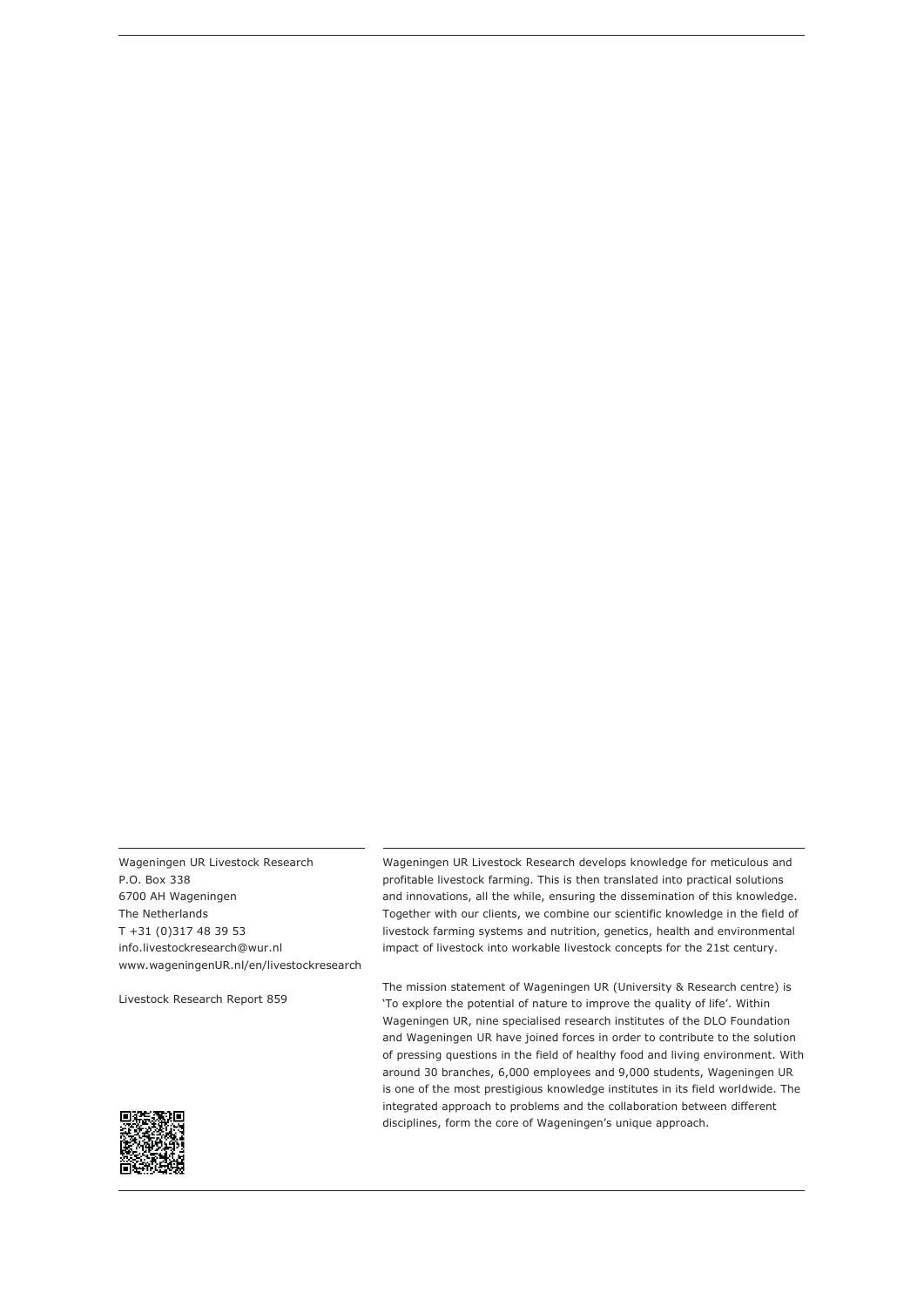Wageningen UR Livestock Research
P.O. Box 338
6700 AH Wageningen
The Netherlands
T +31 (0)317 48 39 53
info.livestockresearch@wur.nl
www.wageningenUR.nl/en/livestockresearch

Livestock Research Report 859

Wageningen UR Livestock Research develops knowledge for meticulous and profitable livestock farming. This is then translated into practical solutions and innovations, all the while, ensuring the dissemination of this knowledge. Together with our clients, we combine our scientific knowledge in the field of livestock farming systems and nutrition, genetics, health and environmental impact of livestock into workable livestock concepts for the 21st century.

The mission statement of Wageningen UR (University & Research centre) is 'To explore the potential of nature to improve the quality of life'. Within Wageningen UR, nine specialised research institutes of the DLO Foundation and Wageningen UR have joined forces in order to contribute to the solution of pressing questions in the field of healthy food and living environment. With around 30 branches, 6,000 employees and 9,000 students, Wageningen UR is one of the most prestigious knowledge institutes in its field worldwide. The integrated approach to problems and the collaboration between different disciplines, form the core of Wageningen's unique approach.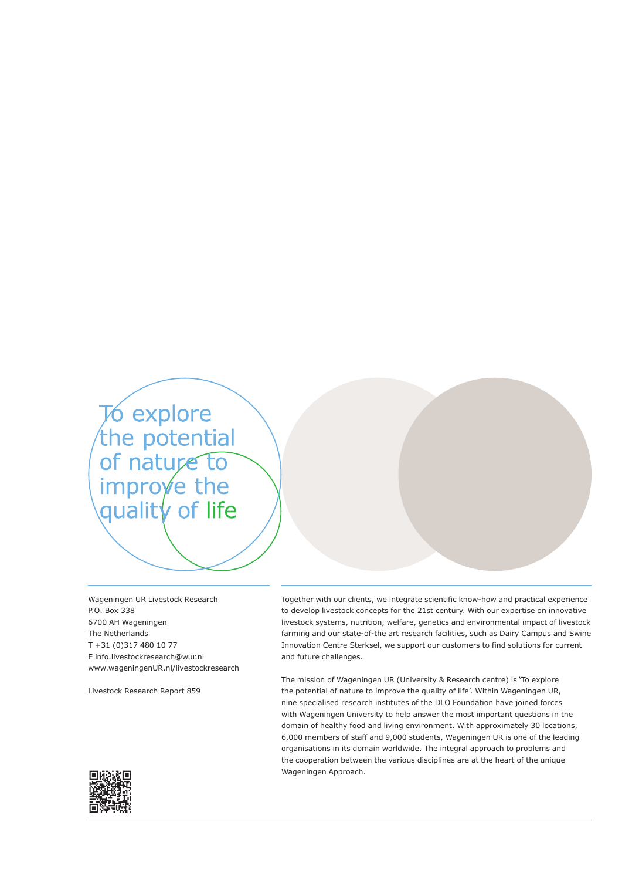To explore the potential of nature to improve the quality of life

Wageningen UR Livestock Research
P.O. Box 338
6700 AH Wageningen
The Netherlands
T +31 (0)317 480 10 77
E info.livestockresearch@wur.nl
www.wageningenUR.nl/livestockresearch

Livestock Research Report 859

Together with our clients, we integrate scientific know-how and practical experience to develop livestock concepts for the 21st century. With our expertise on innovative livestock systems, nutrition, welfare, genetics and environmental impact of livestock farming and our state-of-the art research facilities, such as Dairy Campus and Swine Innovation Centre Sterksel, we support our customers to find solutions for current and future challenges.

The mission of Wageningen UR (University & Research centre) is 'To explore the potential of nature to improve the quality of life'. Within Wageningen UR, nine specialised research institutes of the DLO Foundation have joined forces with Wageningen University to help answer the most important questions in the domain of healthy food and living environment. With approximately 30 locations, 6,000 members of staff and 9,000 students, Wageningen UR is one of the leading organisations in its domain worldwide. The integral approach to problems and the cooperation between the various disciplines are at the heart of the unique Wageningen Approach.